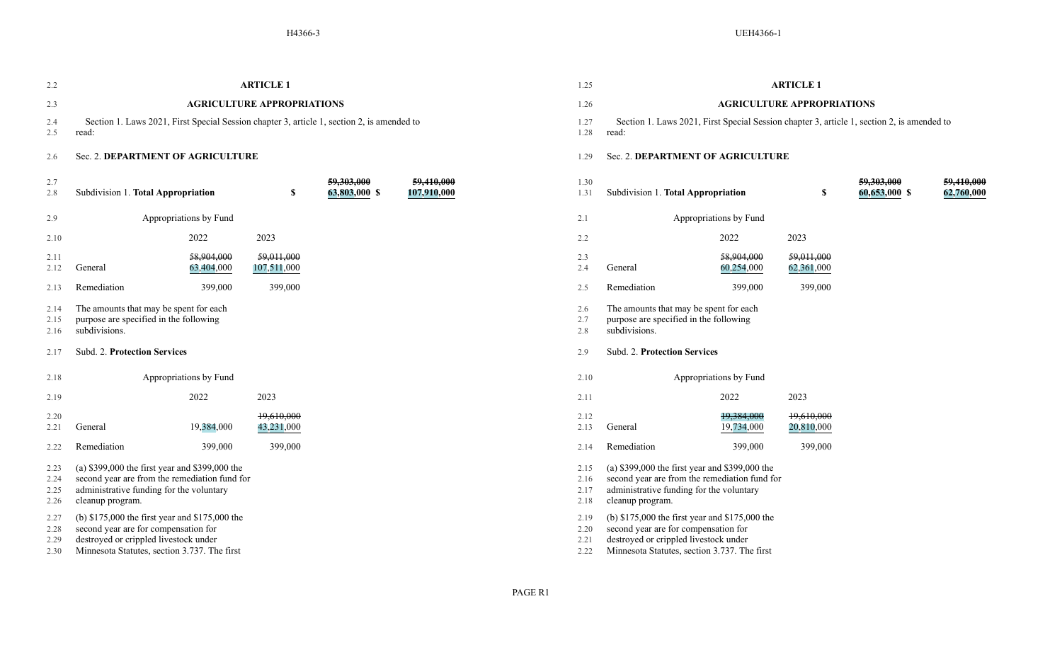| H4366-3 | UEH4366-1 |
|---|---|
| **ARTICLE 1** | **ARTICLE 1** |
| **AGRICULTURE APPROPRIATIONS** | **AGRICULTURE APPROPRIATIONS** |
| Section 1. Laws 2021, First Special Session chapter 3, article 1, section 2, is amended to read: | Section 1. Laws 2021, First Special Session chapter 3, article 1, section 2, is amended to read: |
| Sec. 2. **DEPARTMENT OF AGRICULTURE** | Sec. 2. **DEPARTMENT OF AGRICULTURE** |
| Subdivision 1. **Total Appropriation** $ ~~59,303,000~~ 63,803,000 $ ~~59,410,000~~ 107,910,000 | Subdivision 1. **Total Appropriation** $ ~~59,303,000~~ 60,653,000 $ ~~59,410,000~~ 62,760,000 |
| Appropriations by Fund | Appropriations by Fund |
| 2022 / 2023 | 2022 / 2023 |
| General ~~58,904,000~~ 63,404,000 / ~~59,011,000~~ 107,511,000 | General ~~58,904,000~~ 60,254,000 / ~~59,011,000~~ 62,361,000 |
| Remediation 399,000 / 399,000 | Remediation 399,000 / 399,000 |
| The amounts that may be spent for each purpose are specified in the following subdivisions. | The amounts that may be spent for each purpose are specified in the following subdivisions. |
| Subd. 2. **Protection Services** | Subd. 2. **Protection Services** |
| Appropriations by Fund | Appropriations by Fund |
| 2022 / 2023 | 2022 / 2023 |
| General 19,384,000 / ~~19,610,000~~ 43,231,000 | General ~~19,384,000~~ 19,734,000 / ~~19,610,000~~ 20,810,000 |
| Remediation 399,000 / 399,000 | Remediation 399,000 / 399,000 |
| (a) $399,000 the first year and $399,000 the second year are from the remediation fund for administrative funding for the voluntary cleanup program. | (a) $399,000 the first year and $399,000 the second year are from the remediation fund for administrative funding for the voluntary cleanup program. |
| (b) $175,000 the first year and $175,000 the second year are for compensation for destroyed or crippled livestock under Minnesota Statutes, section 3.737. The first | (b) $175,000 the first year and $175,000 the second year are for compensation for destroyed or crippled livestock under Minnesota Statutes, section 3.737. The first |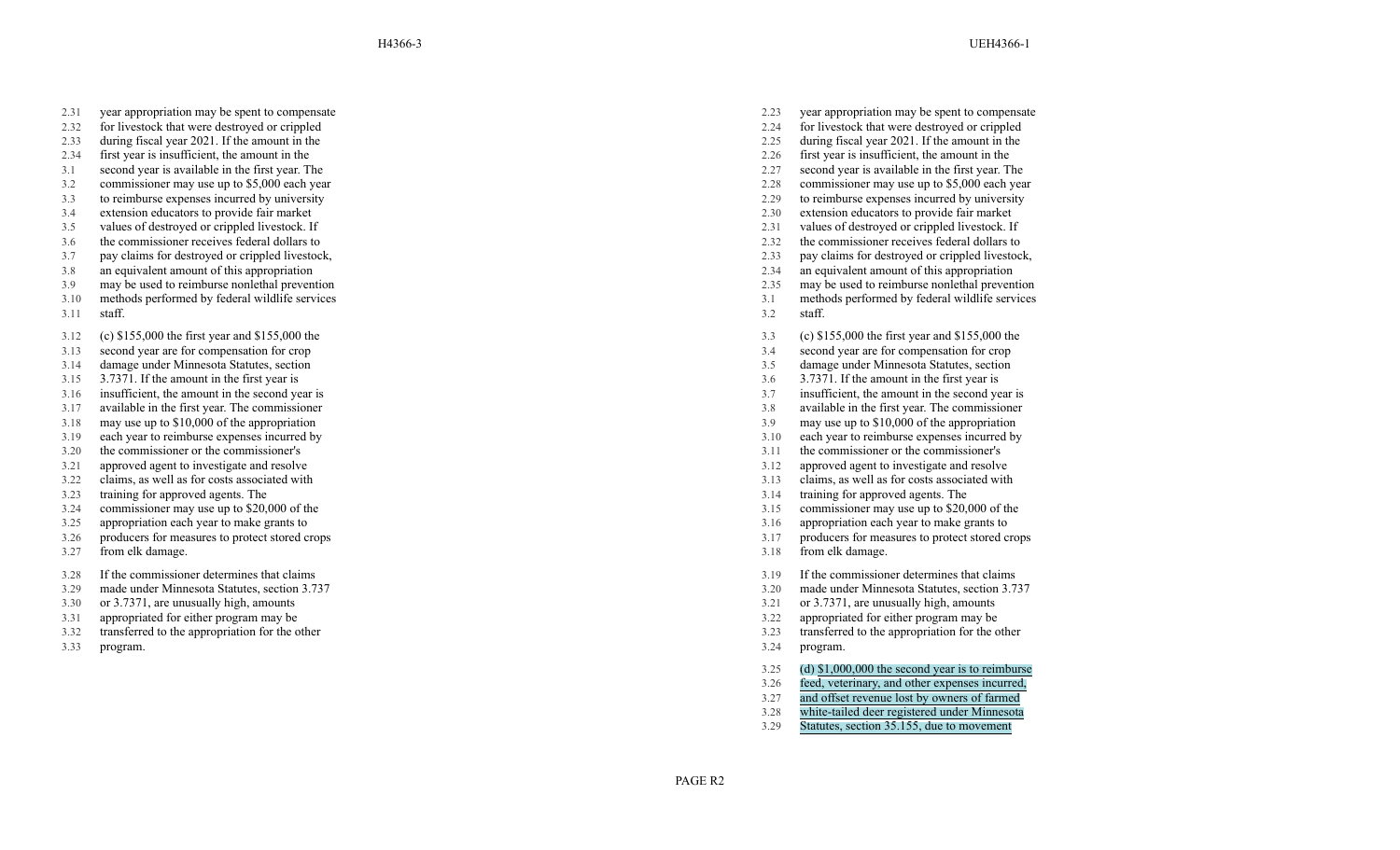| H4366-3 | UEH4366-1 |
| --- | --- |
| 2.31 year appropriation may be spent to compensate for livestock that were destroyed or crippled during fiscal year 2021. If the amount in the first year is insufficient, the amount in the second year is available in the first year. The commissioner may use up to $5,000 each year to reimburse expenses incurred by university extension educators to provide fair market values of destroyed or crippled livestock. If the commissioner receives federal dollars to pay claims for destroyed or crippled livestock, an equivalent amount of this appropriation may be used to reimburse nonlethal prevention methods performed by federal wildlife services staff. | 2.23 year appropriation may be spent to compensate for livestock that were destroyed or crippled during fiscal year 2021. If the amount in the first year is insufficient, the amount in the second year is available in the first year. The commissioner may use up to $5,000 each year to reimburse expenses incurred by university extension educators to provide fair market values of destroyed or crippled livestock. If the commissioner receives federal dollars to pay claims for destroyed or crippled livestock, an equivalent amount of this appropriation may be used to reimburse nonlethal prevention methods performed by federal wildlife services staff. |
| 3.12 (c) $155,000 the first year and $155,000 the second year are for compensation for crop damage under Minnesota Statutes, section 3.7371. If the amount in the first year is insufficient, the amount in the second year is available in the first year. The commissioner may use up to $10,000 of the appropriation each year to reimburse expenses incurred by the commissioner or the commissioner's approved agent to investigate and resolve claims, as well as for costs associated with training for approved agents. The commissioner may use up to $20,000 of the appropriation each year to make grants to producers for measures to protect stored crops from elk damage. | 3.3 (c) $155,000 the first year and $155,000 the second year are for compensation for crop damage under Minnesota Statutes, section 3.7371. If the amount in the first year is insufficient, the amount in the second year is available in the first year. The commissioner may use up to $10,000 of the appropriation each year to reimburse expenses incurred by the commissioner or the commissioner's approved agent to investigate and resolve claims, as well as for costs associated with training for approved agents. The commissioner may use up to $20,000 of the appropriation each year to make grants to producers for measures to protect stored crops from elk damage. |
| 3.28 If the commissioner determines that claims made under Minnesota Statutes, section 3.737 or 3.7371, are unusually high, amounts appropriated for either program may be transferred to the appropriation for the other program. | 3.19 If the commissioner determines that claims made under Minnesota Statutes, section 3.737 or 3.7371, are unusually high, amounts appropriated for either program may be transferred to the appropriation for the other program. |
| | 3.25 (d) $1,000,000 the second year is to reimburse feed, veterinary, and other expenses incurred, and offset revenue lost by owners of farmed white-tailed deer registered under Minnesota Statutes, section 35.155, due to movement |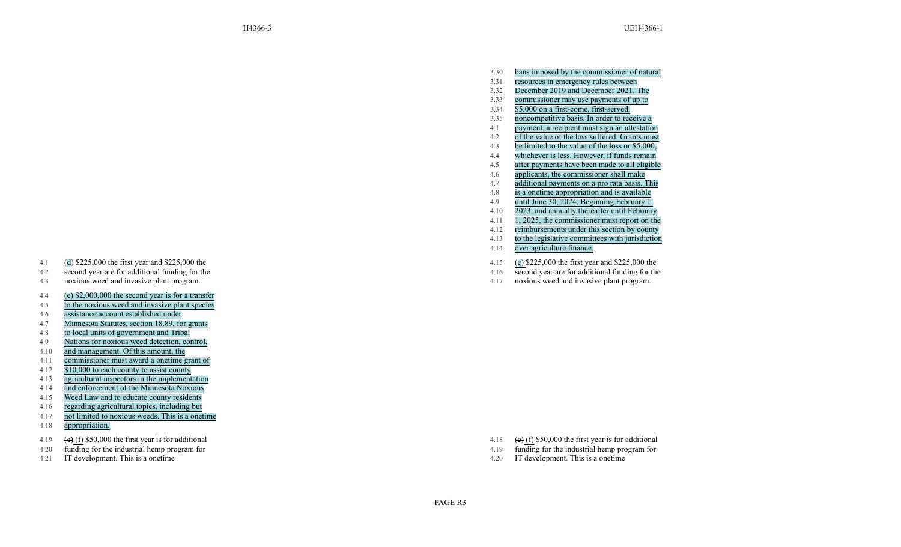| H4366-3 | UEH4366-1 |
| --- | --- |
| | 3.30 bans imposed by the commissioner of natural resources in emergency rules between December 2019 and December 2021. The commissioner may use payments of up to $5,000 on a first-come, first-served, noncompetitive basis. In order to receive a payment, a recipient must sign an attestation of the value of the loss suffered. Grants must be limited to the value of the loss or $5,000, whichever is less. However, if funds remain after payments have been made to all eligible applicants, the commissioner shall make additional payments on a pro rata basis. This is a onetime appropriation and is available until June 30, 2024. Beginning February 1, 2023, and annually thereafter until February 1, 2025, the commissioner must report on the reimbursements under this section by county to the legislative committees with jurisdiction over agriculture finance. |
| 4.1 (d) $225,000 the first year and $225,000 the second year are for additional funding for the noxious weed and invasive plant program. | 4.15 (e) $225,000 the first year and $225,000 the second year are for additional funding for the noxious weed and invasive plant program. |
| 4.4 (e) $2,000,000 the second year is for a transfer to the noxious weed and invasive plant species assistance account established under Minnesota Statutes, section 18.89, for grants to local units of government and Tribal Nations for noxious weed detection, control, and management. Of this amount, the commissioner must award a onetime grant of $10,000 to each county to assist county agricultural inspectors in the implementation and enforcement of the Minnesota Noxious Weed Law and to educate county residents regarding agricultural topics, including but not limited to noxious weeds. This is a onetime appropriation. | |
| 4.19 ~~(e)~~ (f) $50,000 the first year is for additional funding for the industrial hemp program for IT development. This is a onetime | 4.18 ~~(e)~~ (f) $50,000 the first year is for additional funding for the industrial hemp program for IT development. This is a onetime |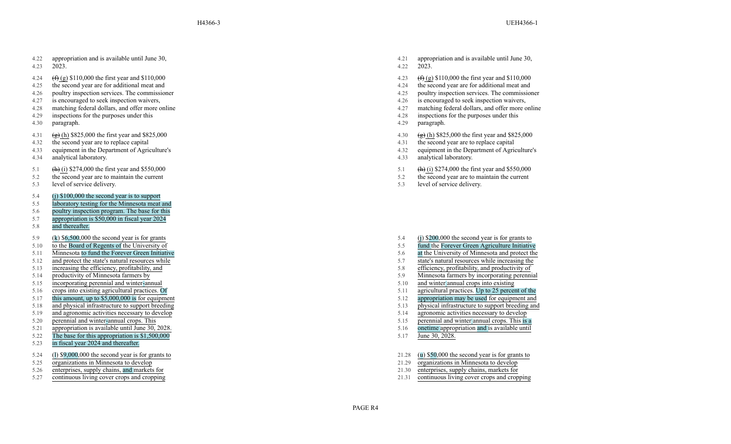| H4366-3 | | UEH4366-1 | |
|---|---|---|---|
| 4.22 | appropriation and is available until June 30, | 4.21 | appropriation and is available until June 30, |
| 4.23 | 2023. | 4.22 | 2023. |
| 4.24 | ~~(f)~~ (g) $110,000 the first year and $110,000 | 4.23 | ~~(f)~~ (g) $110,000 the first year and $110,000 |
| 4.25 | the second year are for additional meat and | 4.24 | the second year are for additional meat and |
| 4.26 | poultry inspection services. The commissioner | 4.25 | poultry inspection services. The commissioner |
| 4.27 | is encouraged to seek inspection waivers, | 4.26 | is encouraged to seek inspection waivers, |
| 4.28 | matching federal dollars, and offer more online | 4.27 | matching federal dollars, and offer more online |
| 4.29 | inspections for the purposes under this | 4.28 | inspections for the purposes under this |
| 4.30 | paragraph. | 4.29 | paragraph. |
| 4.31 | ~~(g)~~ (h) $825,000 the first year and $825,000 | 4.30 | ~~(g)~~ (h) $825,000 the first year and $825,000 |
| 4.32 | the second year are to replace capital | 4.31 | the second year are to replace capital |
| 4.33 | equipment in the Department of Agriculture's | 4.32 | equipment in the Department of Agriculture's |
| 4.34 | analytical laboratory. | 4.33 | analytical laboratory. |
| 5.1 | ~~(h)~~ (i) $274,000 the first year and $550,000 | 5.1 | ~~(h)~~ (i) $274,000 the first year and $550,000 |
| 5.2 | the second year are to maintain the current | 5.2 | the second year are to maintain the current |
| 5.3 | level of service delivery. | 5.3 | level of service delivery. |
| 5.4 | (j) $100,000 the second year is to support | | |
| 5.5 | laboratory testing for the Minnesota meat and | | |
| 5.6 | poultry inspection program. The base for this | | |
| 5.7 | appropriation is $50,000 in fiscal year 2024 | | |
| 5.8 | and thereafter. | | |
| 5.9 | (k) $6,500,000 the second year is for grants | 5.4 | (j) $200,000 the second year is for grants to |
| 5.10 | to the Board of Regents of the University of | 5.5 | fund the Forever Green Agriculture Initiative |
| 5.11 | Minnesota to fund the Forever Green Initiative | 5.6 | at the University of Minnesota and protect the |
| 5.12 | and protect the state's natural resources while | 5.7 | state's natural resources while increasing the |
| 5.13 | increasing the efficiency, profitability, and | 5.8 | efficiency, profitability, and productivity of |
| 5.14 | productivity of Minnesota farmers by | 5.9 | Minnesota farmers by incorporating perennial |
| 5.15 | incorporating perennial and winter-annual | 5.10 | and winter annual crops into existing |
| 5.16 | crops into existing agricultural practices. Of | 5.11 | agricultural practices. Up to 25 percent of the |
| 5.17 | this amount, up to $5,000,000 is for equipment | 5.12 | appropriation may be used for equipment and |
| 5.18 | and physical infrastructure to support breeding | 5.13 | physical infrastructure to support breeding and |
| 5.19 | and agronomic activities necessary to develop | 5.14 | agronomic activities necessary to develop |
| 5.20 | perennial and winter-annual crops. This | 5.15 | perennial and winter annual crops. This is a |
| 5.21 | appropriation is available until June 30, 2028. | 5.16 | onetime appropriation and is available until |
| 5.22 | The base for this appropriation is $1,500,000 | 5.17 | June 30, 2028. |
| 5.23 | in fiscal year 2024 and thereafter. | | |
| 5.24 | (l) $9,000,000 the second year is for grants to | 21.28 | (u) $50,000 the second year is for grants to |
| 5.25 | organizations in Minnesota to develop | 21.29 | organizations in Minnesota to develop |
| 5.26 | enterprises, supply chains, and markets for | 21.30 | enterprises, supply chains, markets for |
| 5.27 | continuous living cover crops and cropping | 21.31 | continuous living cover crops and cropping |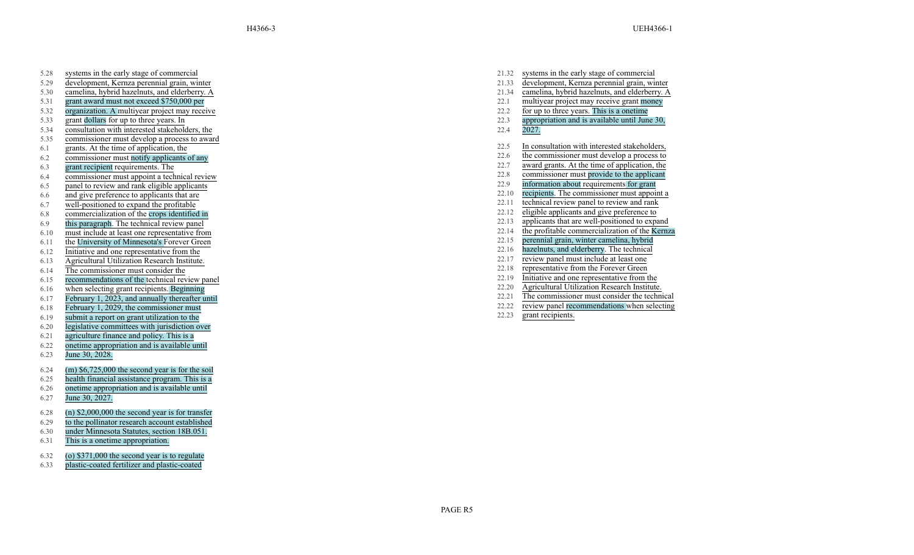| H4366-3 | UEH4366-1 |
| --- | --- |
| systems in the early stage of commercial development, Kernza perennial grain, winter camelina, hybrid hazelnuts, and elderberry. A grant award must not exceed $750,000 per organization. A multiyear project may receive grant dollars for up to three years. In consultation with interested stakeholders, the commissioner must develop a process to award grants. At the time of application, the commissioner must notify applicants of any grant recipient requirements. The commissioner must appoint a technical review panel to review and rank eligible applicants and give preference to applicants that are well-positioned to expand the profitable commercialization of the crops identified in this paragraph. The technical review panel must include at least one representative from the University of Minnesota's Forever Green Initiative and one representative from the Agricultural Utilization Research Institute. The commissioner must consider the recommendations of the technical review panel when selecting grant recipients. Beginning February 1, 2023, and annually thereafter until February 1, 2029, the commissioner must submit a report on grant utilization to the legislative committees with jurisdiction over agriculture finance and policy. This is a onetime appropriation and is available until June 30, 2028. | systems in the early stage of commercial development, Kernza perennial grain, winter camelina, hybrid hazelnuts, and elderberry. A multiyear project may receive grant money for up to three years. This is a onetime appropriation and is available until June 30, 2027. |
| | In consultation with interested stakeholders, the commissioner must develop a process to award grants. At the time of application, the commissioner must provide to the applicant information about requirements for grant recipients. The commissioner must appoint a technical review panel to review and rank eligible applicants and give preference to applicants that are well-positioned to expand the profitable commercialization of the Kernza perennial grain, winter camelina, hybrid hazelnuts, and elderberry. The technical review panel must include at least one representative from the Forever Green Initiative and one representative from the Agricultural Utilization Research Institute. The commissioner must consider the technical review panel recommendations when selecting grant recipients. |
| (m) $6,725,000 the second year is for the soil health financial assistance program. This is a onetime appropriation and is available until June 30, 2027. | |
| (n) $2,000,000 the second year is for transfer to the pollinator research account established under Minnesota Statutes, section 18B.051. This is a onetime appropriation. | |
| (o) $371,000 the second year is to regulate plastic-coated fertilizer and plastic-coated | |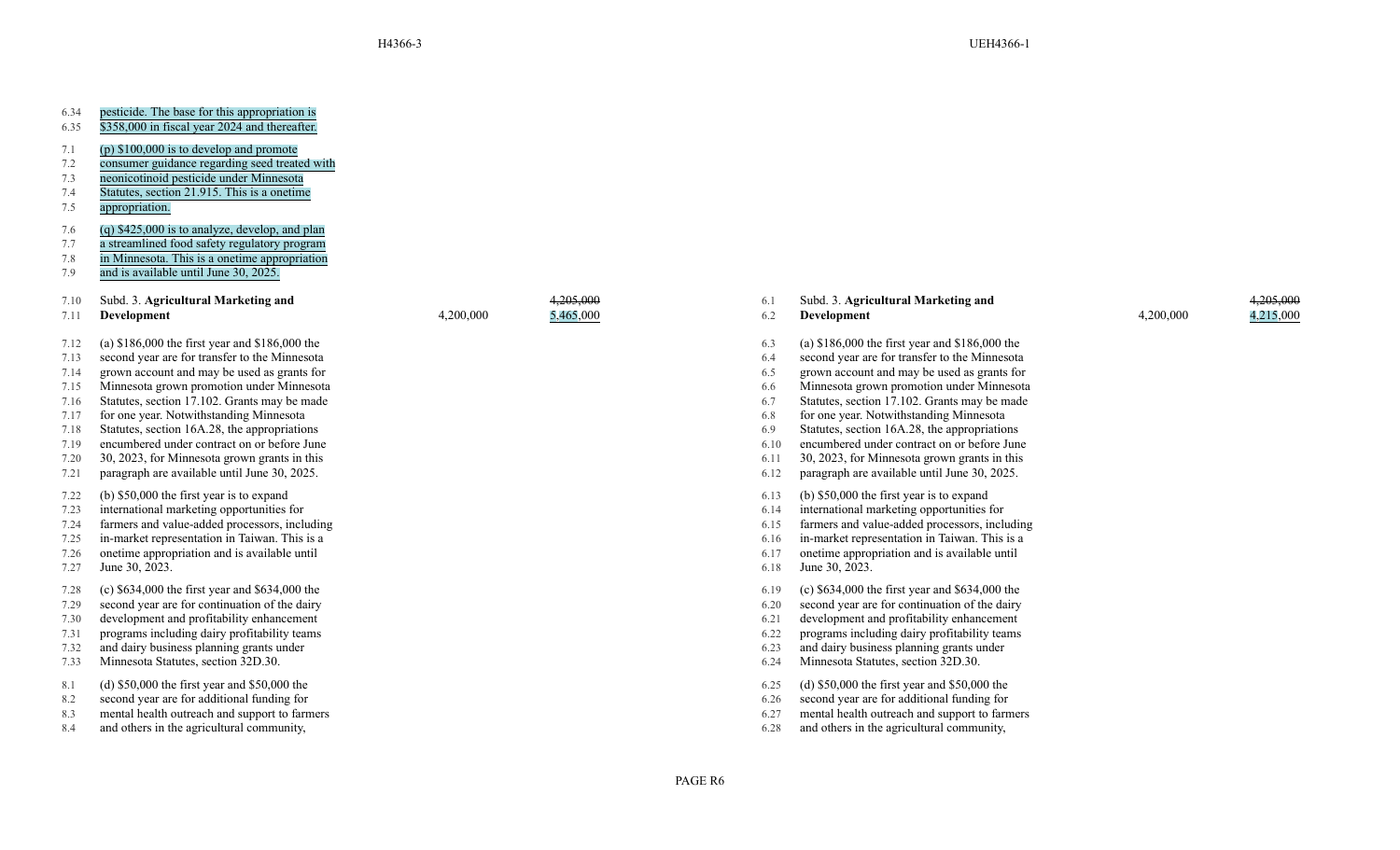| H4366-3 | UEH4366-1 |
| --- | --- |
| 6.34 pesticide. The base for this appropriation is<br>6.35 $358,000 in fiscal year 2024 and thereafter. | |
| 7.1 (p) $100,000 is to develop and promote<br>7.2 consumer guidance regarding seed treated with<br>7.3 neonicotinoid pesticide under Minnesota<br>7.4 Statutes, section 21.915. This is a onetime<br>7.5 appropriation. | |
| 7.6 (q) $425,000 is to analyze, develop, and plan<br>7.7 a streamlined food safety regulatory program<br>7.8 in Minnesota. This is a onetime appropriation<br>7.9 and is available until June 30, 2025. | |
| 7.10 Subd. 3. **Agricultural Marketing and**<br>7.11 **Development** 4,200,000 ~~4,205,000~~ 5,465,000 | 6.1 Subd. 3. **Agricultural Marketing and**<br>6.2 **Development** 4,200,000 ~~4,205,000~~ 4,215,000 |
| 7.12 (a) $186,000 the first year and $186,000 the<br>7.13 second year are for transfer to the Minnesota<br>7.14 grown account and may be used as grants for<br>7.15 Minnesota grown promotion under Minnesota<br>7.16 Statutes, section 17.102. Grants may be made<br>7.17 for one year. Notwithstanding Minnesota<br>7.18 Statutes, section 16A.28, the appropriations<br>7.19 encumbered under contract on or before June<br>7.20 30, 2023, for Minnesota grown grants in this<br>7.21 paragraph are available until June 30, 2025. | 6.3 (a) $186,000 the first year and $186,000 the<br>6.4 second year are for transfer to the Minnesota<br>6.5 grown account and may be used as grants for<br>6.6 Minnesota grown promotion under Minnesota<br>6.7 Statutes, section 17.102. Grants may be made<br>6.8 for one year. Notwithstanding Minnesota<br>6.9 Statutes, section 16A.28, the appropriations<br>6.10 encumbered under contract on or before June<br>6.11 30, 2023, for Minnesota grown grants in this<br>6.12 paragraph are available until June 30, 2025. |
| 7.22 (b) $50,000 the first year is to expand<br>7.23 international marketing opportunities for<br>7.24 farmers and value-added processors, including<br>7.25 in-market representation in Taiwan. This is a<br>7.26 onetime appropriation and is available until<br>7.27 June 30, 2023. | 6.13 (b) $50,000 the first year is to expand<br>6.14 international marketing opportunities for<br>6.15 farmers and value-added processors, including<br>6.16 in-market representation in Taiwan. This is a<br>6.17 onetime appropriation and is available until<br>6.18 June 30, 2023. |
| 7.28 (c) $634,000 the first year and $634,000 the<br>7.29 second year are for continuation of the dairy<br>7.30 development and profitability enhancement<br>7.31 programs including dairy profitability teams<br>7.32 and dairy business planning grants under<br>7.33 Minnesota Statutes, section 32D.30. | 6.19 (c) $634,000 the first year and $634,000 the<br>6.20 second year are for continuation of the dairy<br>6.21 development and profitability enhancement<br>6.22 programs including dairy profitability teams<br>6.23 and dairy business planning grants under<br>6.24 Minnesota Statutes, section 32D.30. |
| 8.1 (d) $50,000 the first year and $50,000 the<br>8.2 second year are for additional funding for<br>8.3 mental health outreach and support to farmers<br>8.4 and others in the agricultural community, | 6.25 (d) $50,000 the first year and $50,000 the<br>6.26 second year are for additional funding for<br>6.27 mental health outreach and support to farmers<br>6.28 and others in the agricultural community, |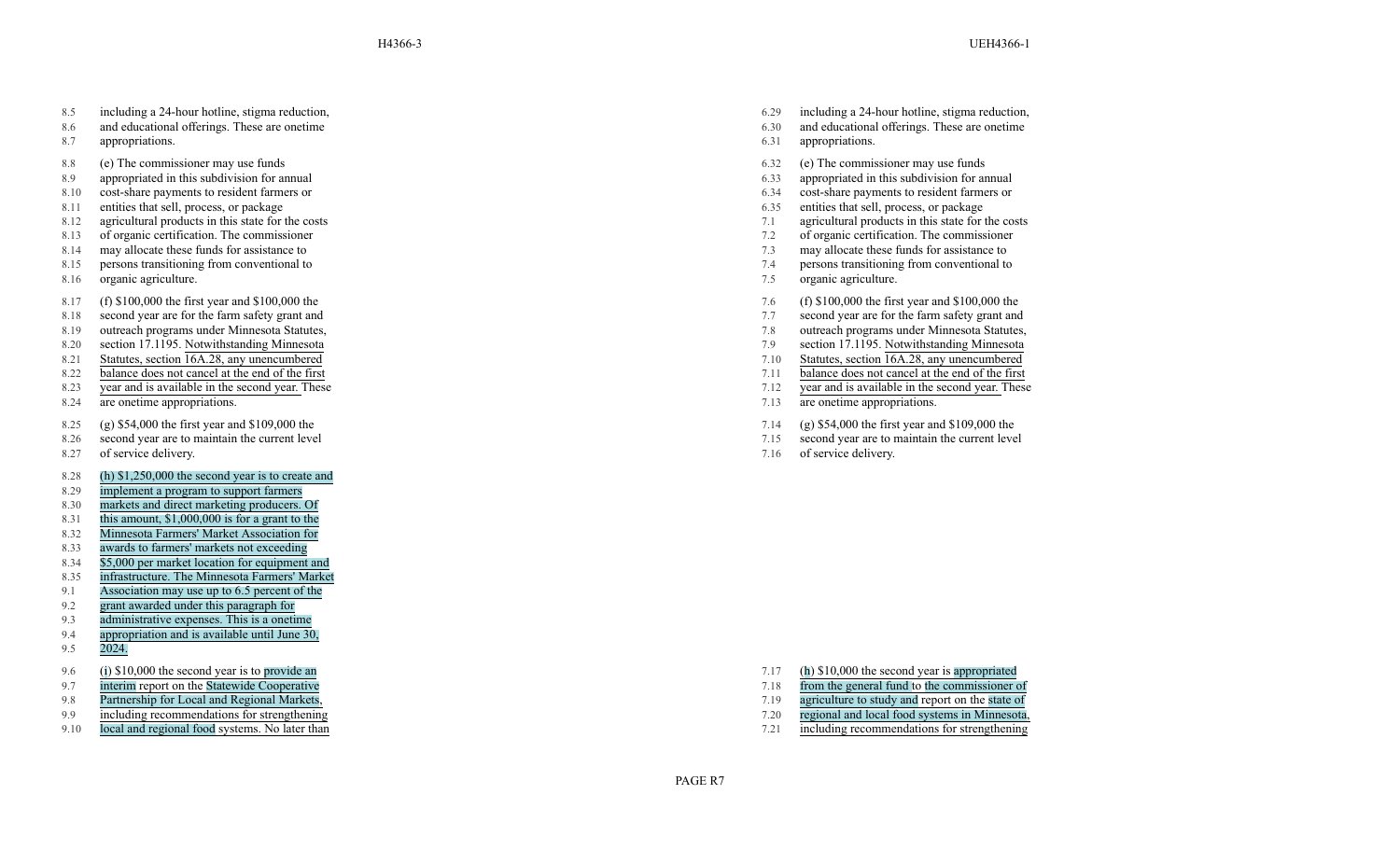| H4366-3 | UEH4366-1 |
| --- | --- |
| including a 24-hour hotline, stigma reduction, and educational offerings. These are onetime appropriations. | including a 24-hour hotline, stigma reduction, and educational offerings. These are onetime appropriations. |
| (e) The commissioner may use funds appropriated in this subdivision for annual cost-share payments to resident farmers or entities that sell, process, or package agricultural products in this state for the costs of organic certification. The commissioner may allocate these funds for assistance to persons transitioning from conventional to organic agriculture. | (e) The commissioner may use funds appropriated in this subdivision for annual cost-share payments to resident farmers or entities that sell, process, or package agricultural products in this state for the costs of organic certification. The commissioner may allocate these funds for assistance to persons transitioning from conventional to organic agriculture. |
| (f) $100,000 the first year and $100,000 the second year are for the farm safety grant and outreach programs under Minnesota Statutes, section 17.1195. Notwithstanding Minnesota Statutes, section 16A.28, any unencumbered balance does not cancel at the end of the first year and is available in the second year. These are onetime appropriations. | (f) $100,000 the first year and $100,000 the second year are for the farm safety grant and outreach programs under Minnesota Statutes, section 17.1195. Notwithstanding Minnesota Statutes, section 16A.28, any unencumbered balance does not cancel at the end of the first year and is available in the second year. These are onetime appropriations. |
| (g) $54,000 the first year and $109,000 the second year are to maintain the current level of service delivery. | (g) $54,000 the first year and $109,000 the second year are to maintain the current level of service delivery. |
| (h) $1,250,000 the second year is to create and implement a program to support farmers markets and direct marketing producers. Of this amount, $1,000,000 is for a grant to the Minnesota Farmers' Market Association for awards to farmers' markets not exceeding $5,000 per market location for equipment and infrastructure. The Minnesota Farmers' Market Association may use up to 6.5 percent of the grant awarded under this paragraph for administrative expenses. This is a onetime appropriation and is available until June 30, 2024. | |
| (i) $10,000 the second year is to provide an interim report on the Statewide Cooperative Partnership for Local and Regional Markets, including recommendations for strengthening local and regional food systems. No later than | (h) $10,000 the second year is appropriated from the general fund to the commissioner of agriculture to study and report on the state of regional and local food systems in Minnesota, including recommendations for strengthening |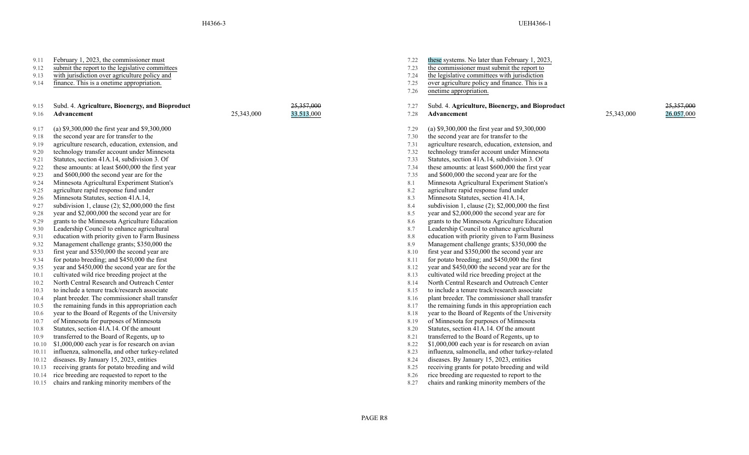| H4366-3 | | | UEH4366-1 | | |
|---|---|---|---|---|---|
| February 1, 2023, the commissioner must submit the report to the legislative committees with jurisdiction over agriculture policy and finance. This is a onetime appropriation. | | | these systems. No later than February 1, 2023, the commissioner must submit the report to the legislative committees with jurisdiction over agriculture policy and finance. This is a onetime appropriation. | | |
| Subd. 4. **Agriculture, Bioenergy, and Bioproduct Advancement** | 25,343,000 | ~~25,357,000~~ 33,513,000 | Subd. 4. **Agriculture, Bioenergy, and Bioproduct Advancement** | 25,343,000 | ~~25,357,000~~ 26,057,000 |
| (a) $9,300,000 the first year and $9,300,000 the second year are for transfer to the agriculture research, education, extension, and technology transfer account under Minnesota Statutes, section 41A.14, subdivision 3. Of these amounts: at least $600,000 the first year and $600,000 the second year are for the Minnesota Agricultural Experiment Station's agriculture rapid response fund under Minnesota Statutes, section 41A.14, subdivision 1, clause (2); $2,000,000 the first year and $2,000,000 the second year are for grants to the Minnesota Agriculture Education Leadership Council to enhance agricultural education with priority given to Farm Business Management challenge grants; $350,000 the first year and $350,000 the second year are for potato breeding; and $450,000 the first year and $450,000 the second year are for the cultivated wild rice breeding project at the North Central Research and Outreach Center to include a tenure track/research associate plant breeder. The commissioner shall transfer the remaining funds in this appropriation each year to the Board of Regents of the University of Minnesota for purposes of Minnesota Statutes, section 41A.14. Of the amount transferred to the Board of Regents, up to $1,000,000 each year is for research on avian influenza, salmonella, and other turkey-related diseases. By January 15, 2023, entities receiving grants for potato breeding and wild rice breeding are requested to report to the chairs and ranking minority members of the | | | (a) $9,300,000 the first year and $9,300,000 the second year are for transfer to the agriculture research, education, extension, and technology transfer account under Minnesota Statutes, section 41A.14, subdivision 3. Of these amounts: at least $600,000 the first year and $600,000 the second year are for the Minnesota Agricultural Experiment Station's agriculture rapid response fund under Minnesota Statutes, section 41A.14, subdivision 1, clause (2); $2,000,000 the first year and $2,000,000 the second year are for grants to the Minnesota Agriculture Education Leadership Council to enhance agricultural education with priority given to Farm Business Management challenge grants; $350,000 the first year and $350,000 the second year are for potato breeding; and $450,000 the first year and $450,000 the second year are for the cultivated wild rice breeding project at the North Central Research and Outreach Center to include a tenure track/research associate plant breeder. The commissioner shall transfer the remaining funds in this appropriation each year to the Board of Regents of the University of Minnesota for purposes of Minnesota Statutes, section 41A.14. Of the amount transferred to the Board of Regents, up to $1,000,000 each year is for research on avian influenza, salmonella, and other turkey-related diseases. By January 15, 2023, entities receiving grants for potato breeding and wild rice breeding are requested to report to the chairs and ranking minority members of the | | |

PAGE R8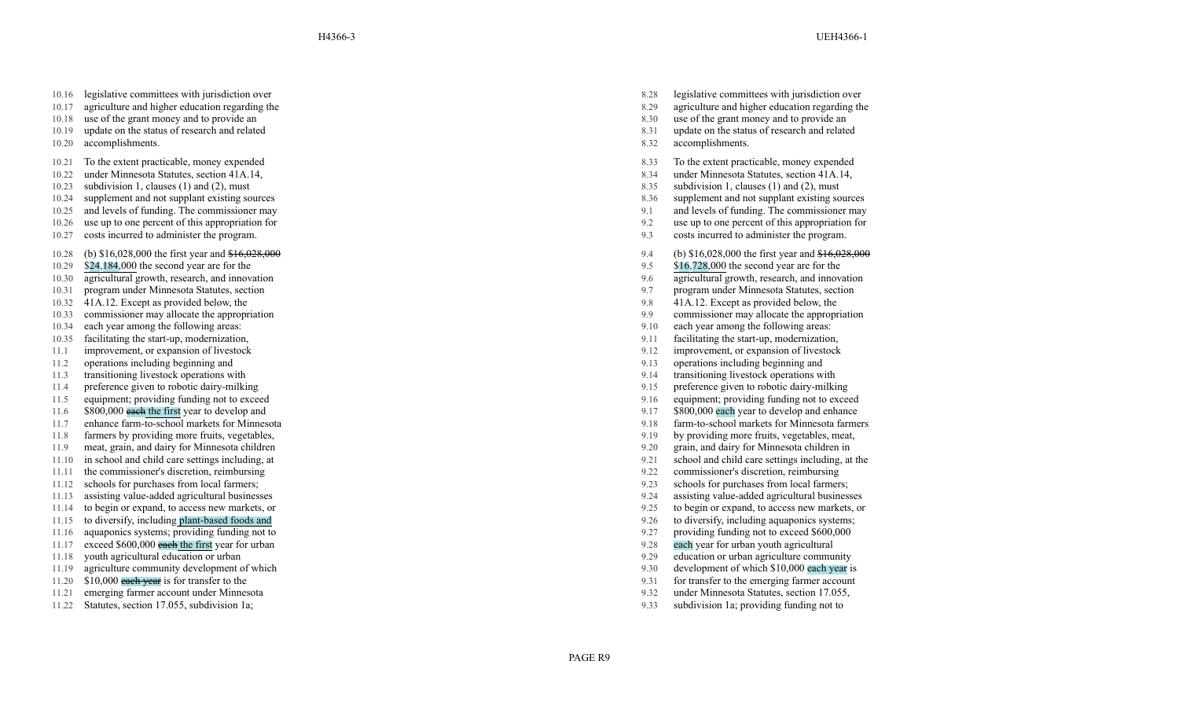| H4366-3 | | UEH4366-1 | |
|---|---|---|---|
| 10.16 | legislative committees with jurisdiction over | 8.28 | legislative committees with jurisdiction over |
| 10.17 | agriculture and higher education regarding the | 8.29 | agriculture and higher education regarding the |
| 10.18 | use of the grant money and to provide an | 8.30 | use of the grant money and to provide an |
| 10.19 | update on the status of research and related | 8.31 | update on the status of research and related |
| 10.20 | accomplishments. | 8.32 | accomplishments. |
| 10.21 | To the extent practicable, money expended | 8.33 | To the extent practicable, money expended |
| 10.22 | under Minnesota Statutes, section 41A.14, | 8.34 | under Minnesota Statutes, section 41A.14, |
| 10.23 | subdivision 1, clauses (1) and (2), must | 8.35 | subdivision 1, clauses (1) and (2), must |
| 10.24 | supplement and not supplant existing sources | 8.36 | supplement and not supplant existing sources |
| 10.25 | and levels of funding. The commissioner may | 9.1 | and levels of funding. The commissioner may |
| 10.26 | use up to one percent of this appropriation for | 9.2 | use up to one percent of this appropriation for |
| 10.27 | costs incurred to administer the program. | 9.3 | costs incurred to administer the program. |
| 10.28 | (b) $16,028,000 the first year and ~~$16,028,000~~ | 9.4 | (b) $16,028,000 the first year and ~~$16,028,000~~ |
| 10.29 | $24,184,000 the second year are for the | 9.5 | $16,728,000 the second year are for the |
| 10.30 | agricultural growth, research, and innovation | 9.6 | agricultural growth, research, and innovation |
| 10.31 | program under Minnesota Statutes, section | 9.7 | program under Minnesota Statutes, section |
| 10.32 | 41A.12. Except as provided below, the | 9.8 | 41A.12. Except as provided below, the |
| 10.33 | commissioner may allocate the appropriation | 9.9 | commissioner may allocate the appropriation |
| 10.34 | each year among the following areas: | 9.10 | each year among the following areas: |
| 10.35 | facilitating the start-up, modernization, | 9.11 | facilitating the start-up, modernization, |
| 11.1 | improvement, or expansion of livestock | 9.12 | improvement, or expansion of livestock |
| 11.2 | operations including beginning and | 9.13 | operations including beginning and |
| 11.3 | transitioning livestock operations with | 9.14 | transitioning livestock operations with |
| 11.4 | preference given to robotic dairy-milking | 9.15 | preference given to robotic dairy-milking |
| 11.5 | equipment; providing funding not to exceed | 9.16 | equipment; providing funding not to exceed |
| 11.6 | $800,000 ~~each~~ the first year to develop and | 9.17 | $800,000 each year to develop and enhance |
| 11.7 | enhance farm-to-school markets for Minnesota | 9.18 | farm-to-school markets for Minnesota farmers |
| 11.8 | farmers by providing more fruits, vegetables, | 9.19 | by providing more fruits, vegetables, meat, |
| 11.9 | meat, grain, and dairy for Minnesota children | 9.20 | grain, and dairy for Minnesota children in |
| 11.10 | in school and child care settings including, at | 9.21 | school and child care settings including, at the |
| 11.11 | the commissioner's discretion, reimbursing | 9.22 | commissioner's discretion, reimbursing |
| 11.12 | schools for purchases from local farmers; | 9.23 | schools for purchases from local farmers; |
| 11.13 | assisting value-added agricultural businesses | 9.24 | assisting value-added agricultural businesses |
| 11.14 | to begin or expand, to access new markets, or | 9.25 | to begin or expand, to access new markets, or |
| 11.15 | to diversify, including plant-based foods and | 9.26 | to diversify, including aquaponics systems; |
| 11.16 | aquaponics systems; providing funding not to | 9.27 | providing funding not to exceed $600,000 |
| 11.17 | exceed $600,000 ~~each~~ the first year for urban | 9.28 | each year for urban youth agricultural |
| 11.18 | youth agricultural education or urban | 9.29 | education or urban agriculture community |
| 11.19 | agriculture community development of which | 9.30 | development of which $10,000 each year is |
| 11.20 | $10,000 ~~each year~~ is for transfer to the | 9.31 | for transfer to the emerging farmer account |
| 11.21 | emerging farmer account under Minnesota | 9.32 | under Minnesota Statutes, section 17.055, |
| 11.22 | Statutes, section 17.055, subdivision 1a; | 9.33 | subdivision 1a; providing funding not to |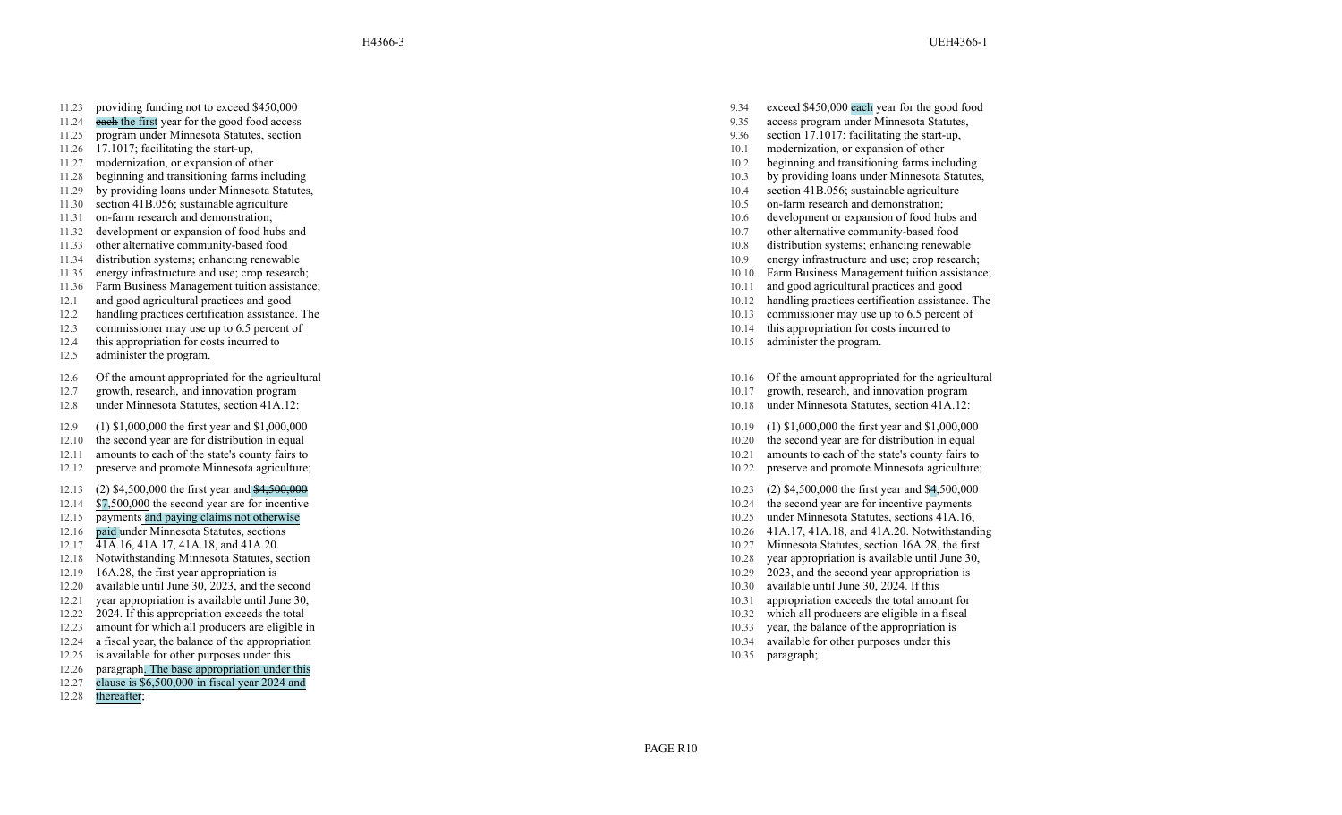| H4366-3 | UEH4366-1 |
| --- | --- |
| providing funding not to exceed $450,000 ~~each~~ the first year for the good food access program under Minnesota Statutes, section 17.1017; facilitating the start-up, modernization, or expansion of other beginning and transitioning farms including by providing loans under Minnesota Statutes, section 41B.056; sustainable agriculture on-farm research and demonstration; development or expansion of food hubs and other alternative community-based food distribution systems; enhancing renewable energy infrastructure and use; crop research; Farm Business Management tuition assistance; and good agricultural practices and good handling practices certification assistance. The commissioner may use up to 6.5 percent of this appropriation for costs incurred to administer the program. | exceed $450,000 each year for the good food access program under Minnesota Statutes, section 17.1017; facilitating the start-up, modernization, or expansion of other beginning and transitioning farms including by providing loans under Minnesota Statutes, section 41B.056; sustainable agriculture on-farm research and demonstration; development or expansion of food hubs and other alternative community-based food distribution systems; enhancing renewable energy infrastructure and use; crop research; Farm Business Management tuition assistance; and good agricultural practices and good handling practices certification assistance. The commissioner may use up to 6.5 percent of this appropriation for costs incurred to administer the program. |
| Of the amount appropriated for the agricultural growth, research, and innovation program under Minnesota Statutes, section 41A.12: | Of the amount appropriated for the agricultural growth, research, and innovation program under Minnesota Statutes, section 41A.12: |
| (1) $1,000,000 the first year and $1,000,000 the second year are for distribution in equal amounts to each of the state's county fairs to preserve and promote Minnesota agriculture; | (1) $1,000,000 the first year and $1,000,000 the second year are for distribution in equal amounts to each of the state's county fairs to preserve and promote Minnesota agriculture; |
| (2) $4,500,000 the first year and ~~$4,500,000~~ $7,500,000 the second year are for incentive payments and paying claims not otherwise paid under Minnesota Statutes, sections 41A.16, 41A.17, 41A.18, and 41A.20. Notwithstanding Minnesota Statutes, section 16A.28, the first year appropriation is available until June 30, 2023, and the second year appropriation is available until June 30, 2024. If this appropriation exceeds the total amount for which all producers are eligible in a fiscal year, the balance of the appropriation is available for other purposes under this paragraph. The base appropriation under this clause is $6,500,000 in fiscal year 2024 and thereafter; | (2) $4,500,000 the first year and $4,500,000 the second year are for incentive payments under Minnesota Statutes, sections 41A.16, 41A.17, 41A.18, and 41A.20. Notwithstanding Minnesota Statutes, section 16A.28, the first year appropriation is available until June 30, 2023, and the second year appropriation is available until June 30, 2024. If this appropriation exceeds the total amount for which all producers are eligible in a fiscal year, the balance of the appropriation is available for other purposes under this paragraph; |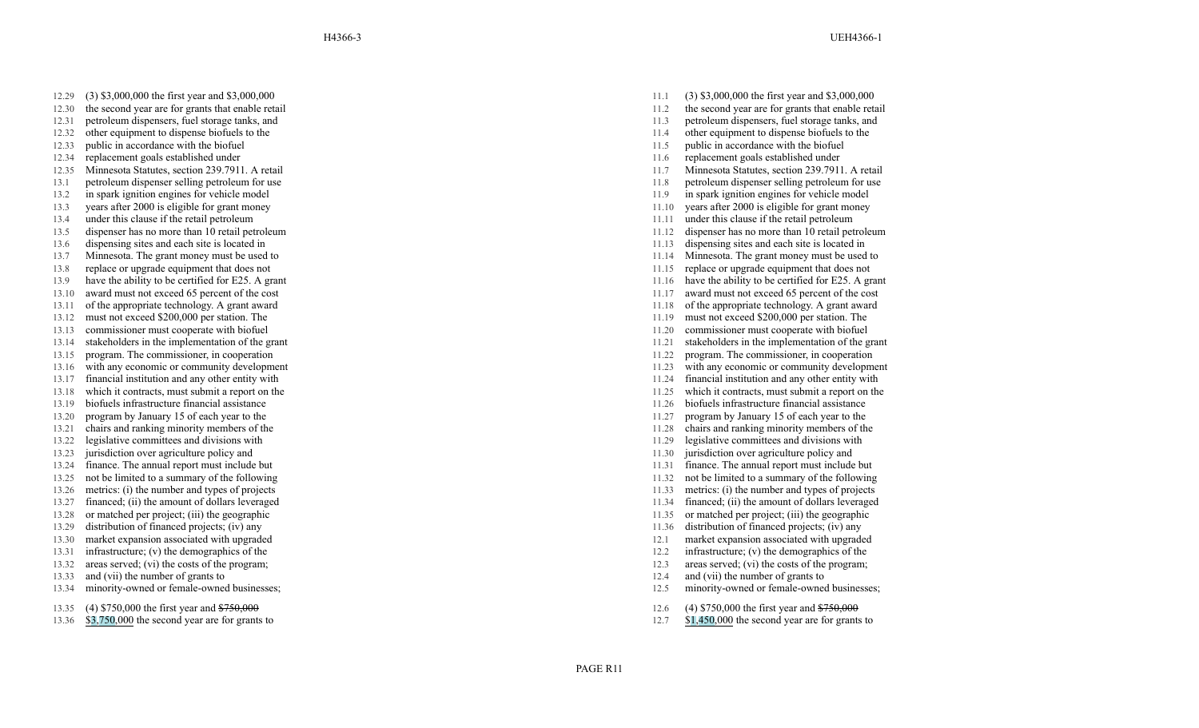| H4366-3 | UEH4366-1 |
| --- | --- |
| (3) $3,000,000 the first year and $3,000,000 the second year are for grants that enable retail petroleum dispensers, fuel storage tanks, and other equipment to dispense biofuels to the public in accordance with the biofuel replacement goals established under Minnesota Statutes, section 239.7911. A retail petroleum dispenser selling petroleum for use in spark ignition engines for vehicle model years after 2000 is eligible for grant money under this clause if the retail petroleum dispenser has no more than 10 retail petroleum dispensing sites and each site is located in Minnesota. The grant money must be used to replace or upgrade equipment that does not have the ability to be certified for E25. A grant award must not exceed 65 percent of the cost of the appropriate technology. A grant award must not exceed $200,000 per station. The commissioner must cooperate with biofuel stakeholders in the implementation of the grant program. The commissioner, in cooperation with any economic or community development financial institution and any other entity with which it contracts, must submit a report on the biofuels infrastructure financial assistance program by January 15 of each year to the chairs and ranking minority members of the legislative committees and divisions with jurisdiction over agriculture policy and finance. The annual report must include but not be limited to a summary of the following metrics: (i) the number and types of projects financed; (ii) the amount of dollars leveraged or matched per project; (iii) the geographic distribution of financed projects; (iv) any market expansion associated with upgraded infrastructure; (v) the demographics of the areas served; (vi) the costs of the program; and (vii) the number of grants to minority-owned or female-owned businesses; | (3) $3,000,000 the first year and $3,000,000 the second year are for grants that enable retail petroleum dispensers, fuel storage tanks, and other equipment to dispense biofuels to the public in accordance with the biofuel replacement goals established under Minnesota Statutes, section 239.7911. A retail petroleum dispenser selling petroleum for use in spark ignition engines for vehicle model years after 2000 is eligible for grant money under this clause if the retail petroleum dispenser has no more than 10 retail petroleum dispensing sites and each site is located in Minnesota. The grant money must be used to replace or upgrade equipment that does not have the ability to be certified for E25. A grant award must not exceed 65 percent of the cost of the appropriate technology. A grant award must not exceed $200,000 per station. The commissioner must cooperate with biofuel stakeholders in the implementation of the grant program. The commissioner, in cooperation with any economic or community development financial institution and any other entity with which it contracts, must submit a report on the biofuels infrastructure financial assistance program by January 15 of each year to the chairs and ranking minority members of the legislative committees and divisions with jurisdiction over agriculture policy and finance. The annual report must include but not be limited to a summary of the following metrics: (i) the number and types of projects financed; (ii) the amount of dollars leveraged or matched per project; (iii) the geographic distribution of financed projects; (iv) any market expansion associated with upgraded infrastructure; (v) the demographics of the areas served; (vi) the costs of the program; and (vii) the number of grants to minority-owned or female-owned businesses; |
| (4) $750,000 the first year and ~~$750,000~~ $3,750,000 the second year are for grants to | (4) $750,000 the first year and ~~$750,000~~ $1,450,000 the second year are for grants to |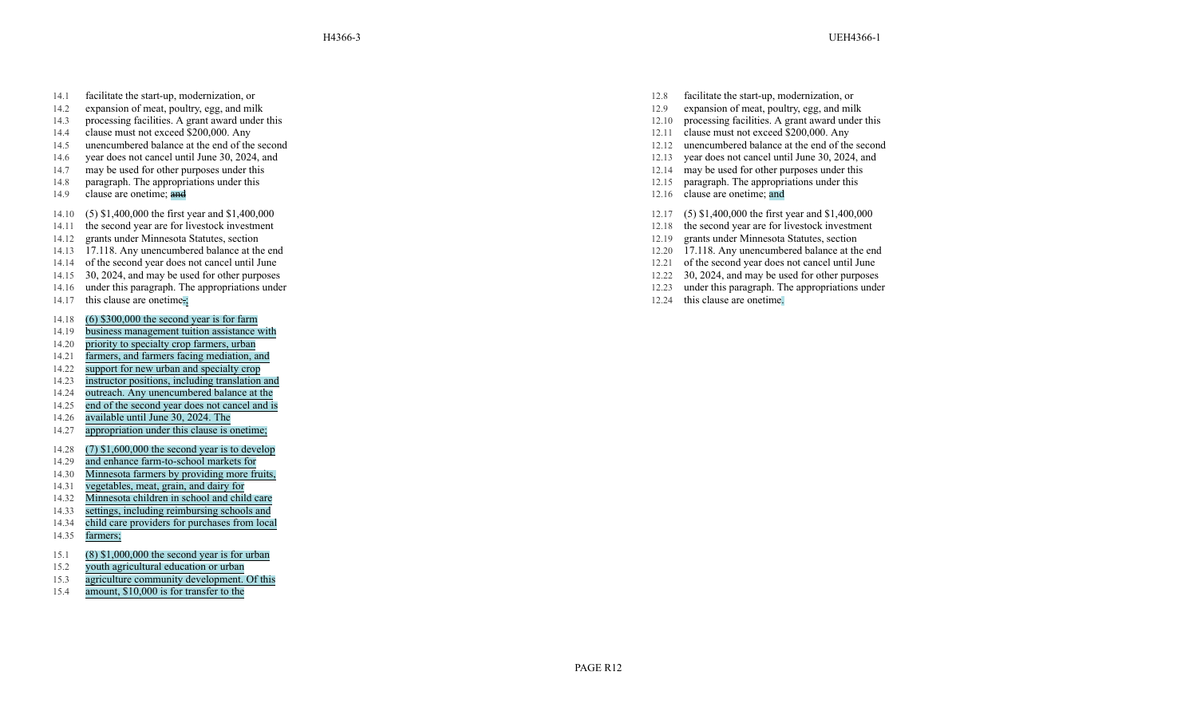| H4366-3 | UEH4366-1 |
|---|---|
| 14.1 facilitate the start-up, modernization, or expansion of meat, poultry, egg, and milk processing facilities. A grant award under this clause must not exceed $200,000. Any unencumbered balance at the end of the second year does not cancel until June 30, 2024, and may be used for other purposes under this paragraph. The appropriations under this clause are onetime; ~~and~~ | 12.8 facilitate the start-up, modernization, or expansion of meat, poultry, egg, and milk processing facilities. A grant award under this clause must not exceed $200,000. Any unencumbered balance at the end of the second year does not cancel until June 30, 2024, and may be used for other purposes under this paragraph. The appropriations under this clause are onetime; and |
| 14.10 (5) $1,400,000 the first year and $1,400,000 the second year are for livestock investment grants under Minnesota Statutes, section 17.118. Any unencumbered balance at the end of the second year does not cancel until June 30, 2024, and may be used for other purposes under this paragraph. The appropriations under this clause are onetime~~.~~; | 12.17 (5) $1,400,000 the first year and $1,400,000 the second year are for livestock investment grants under Minnesota Statutes, section 17.118. Any unencumbered balance at the end of the second year does not cancel until June 30, 2024, and may be used for other purposes under this paragraph. The appropriations under this clause are onetime. |
| 14.18 (6) $300,000 the second year is for farm business management tuition assistance with priority to specialty crop farmers, urban farmers, and farmers facing mediation, and support for new urban and specialty crop instructor positions, including translation and outreach. Any unencumbered balance at the end of the second year does not cancel and is available until June 30, 2024. The appropriation under this clause is onetime; | |
| 14.28 (7) $1,600,000 the second year is to develop and enhance farm-to-school markets for Minnesota farmers by providing more fruits, vegetables, meat, grain, and dairy for Minnesota children in school and child care settings, including reimbursing schools and child care providers for purchases from local farmers; | |
| 15.1 (8) $1,000,000 the second year is for urban youth agricultural education or urban agriculture community development. Of this amount, $10,000 is for transfer to the | |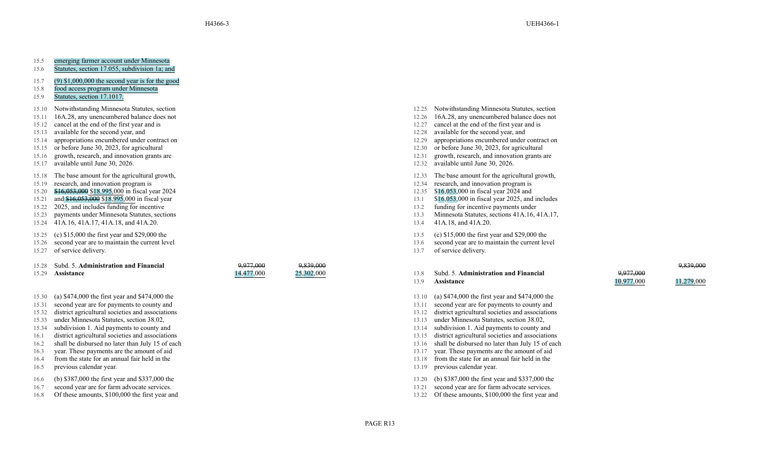| H4366-3 | UEH4366-1 |
|---|---|
| 15.5 emerging farmer account under Minnesota<br>15.6 Statutes, section 17.055, subdivision 1a; and | |
| 15.7 (9) $1,000,000 the second year is for the good<br>15.8 food access program under Minnesota<br>15.9 Statutes, section 17.1017. | |
| 15.10 Notwithstanding Minnesota Statutes, section<br>15.11 16A.28, any unencumbered balance does not<br>15.12 cancel at the end of the first year and is<br>15.13 available for the second year, and<br>15.14 appropriations encumbered under contract on<br>15.15 or before June 30, 2023, for agricultural<br>15.16 growth, research, and innovation grants are<br>15.17 available until June 30, 2026. | 12.25 Notwithstanding Minnesota Statutes, section<br>12.26 16A.28, any unencumbered balance does not<br>12.27 cancel at the end of the first year and is<br>12.28 available for the second year, and<br>12.29 appropriations encumbered under contract on<br>12.30 or before June 30, 2023, for agricultural<br>12.31 growth, research, and innovation grants are<br>12.32 available until June 30, 2026. |
| 15.18 The base amount for the agricultural growth,<br>15.19 research, and innovation program is<br>15.20 ~~$16,053,000~~ $18,995,000 in fiscal year 2024<br>15.21 and ~~$16,053,000~~ $18,995,000 in fiscal year<br>15.22 2025, and includes funding for incentive<br>15.23 payments under Minnesota Statutes, sections<br>15.24 41A.16, 41A.17, 41A.18, and 41A.20. | 12.33 The base amount for the agricultural growth,<br>12.34 research, and innovation program is<br>12.35 $16,053,000 in fiscal year 2024 and<br>13.1 $16,053,000 in fiscal year 2025, and includes<br>13.2 funding for incentive payments under<br>13.3 Minnesota Statutes, sections 41A.16, 41A.17,<br>13.4 41A.18, and 41A.20. |
| 15.25 (c) $15,000 the first year and $29,000 the<br>15.26 second year are to maintain the current level<br>15.27 of service delivery. | 13.5 (c) $15,000 the first year and $29,000 the<br>13.6 second year are to maintain the current level<br>13.7 of service delivery. |
| 15.28 Subd. 5. **Administration and Financial**<br>15.29 **Assistance** — ~~9,977,000~~ 14,477,000 — ~~9,839,000~~ 25,302,000 | 13.8 Subd. 5. **Administration and Financial**<br>13.9 **Assistance** — ~~9,977,000~~ 10,977,000 — ~~9,839,000~~ 11,279,000 |
| 15.30 (a) $474,000 the first year and $474,000 the<br>15.31 second year are for payments to county and<br>15.32 district agricultural societies and associations<br>15.33 under Minnesota Statutes, section 38.02,<br>15.34 subdivision 1. Aid payments to county and<br>16.1 district agricultural societies and associations<br>16.2 shall be disbursed no later than July 15 of each<br>16.3 year. These payments are the amount of aid<br>16.4 from the state for an annual fair held in the<br>16.5 previous calendar year. | 13.10 (a) $474,000 the first year and $474,000 the<br>13.11 second year are for payments to county and<br>13.12 district agricultural societies and associations<br>13.13 under Minnesota Statutes, section 38.02,<br>13.14 subdivision 1. Aid payments to county and<br>13.15 district agricultural societies and associations<br>13.16 shall be disbursed no later than July 15 of each<br>13.17 year. These payments are the amount of aid<br>13.18 from the state for an annual fair held in the<br>13.19 previous calendar year. |
| 16.6 (b) $387,000 the first year and $337,000 the<br>16.7 second year are for farm advocate services.<br>16.8 Of these amounts, $100,000 the first year and | 13.20 (b) $387,000 the first year and $337,000 the<br>13.21 second year are for farm advocate services.<br>13.22 Of these amounts, $100,000 the first year and |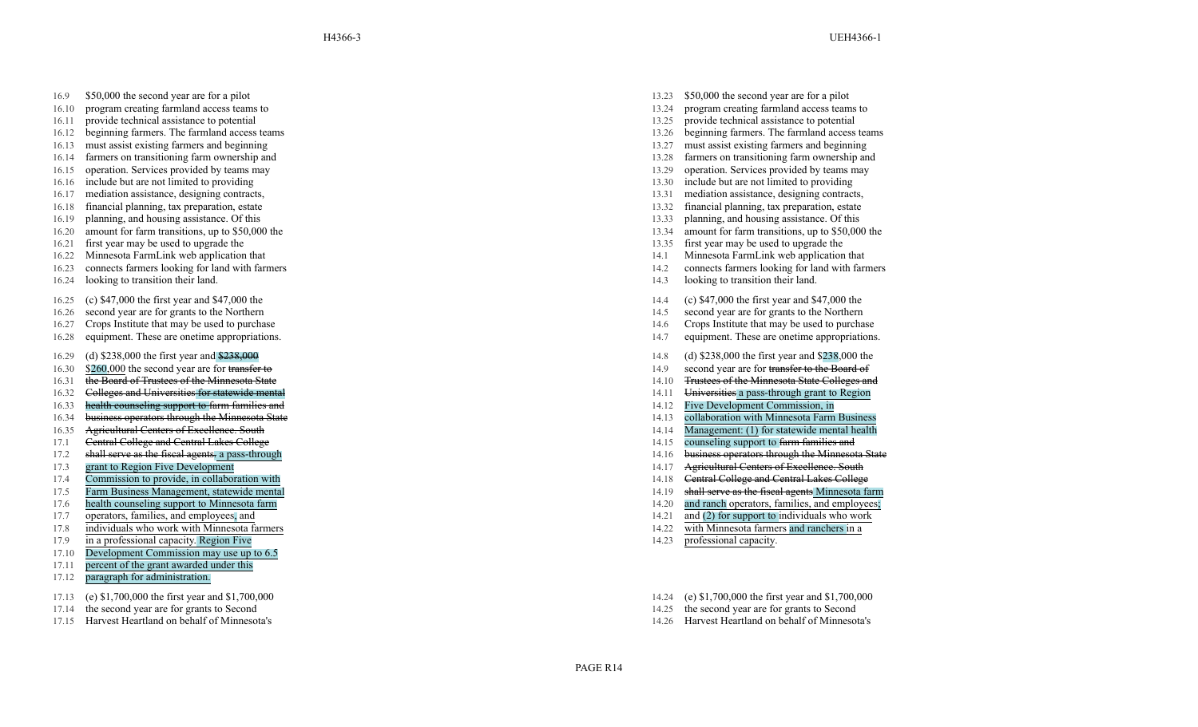| H4366-3 | UEH4366-1 |
| --- | --- |
| $50,000 the second year are for a pilot program creating farmland access teams to provide technical assistance to potential beginning farmers. The farmland access teams must assist existing farmers and beginning farmers on transitioning farm ownership and operation. Services provided by teams may include but are not limited to providing mediation assistance, designing contracts, financial planning, tax preparation, estate planning, and housing assistance. Of this amount for farm transitions, up to $50,000 the first year may be used to upgrade the Minnesota FarmLink web application that connects farmers looking for land with farmers looking to transition their land. | $50,000 the second year are for a pilot program creating farmland access teams to provide technical assistance to potential beginning farmers. The farmland access teams must assist existing farmers and beginning farmers on transitioning farm ownership and operation. Services provided by teams may include but are not limited to providing mediation assistance, designing contracts, financial planning, tax preparation, estate planning, and housing assistance. Of this amount for farm transitions, up to $50,000 the first year may be used to upgrade the Minnesota FarmLink web application that connects farmers looking for land with farmers looking to transition their land. |
| (c) $47,000 the first year and $47,000 the second year are for grants to the Northern Crops Institute that may be used to purchase equipment. These are onetime appropriations. | (c) $47,000 the first year and $47,000 the second year are for grants to the Northern Crops Institute that may be used to purchase equipment. These are onetime appropriations. |
| (d) $238,000 the first year and ~~$238,000~~ $260,000 the second year are for ~~transfer to the Board of Trustees of the Minnesota State Colleges and Universities for statewide mental health counseling support to farm families and business operators through the Minnesota State Agricultural Centers of Excellence. South Central College and Central Lakes College shall serve as the fiscal agents~~, a pass-through grant to Region Five Development Commission to provide, in collaboration with Farm Business Management, statewide mental health counseling support to Minnesota farm operators, families, and employees, and individuals who work with Minnesota farmers in a professional capacity. Region Five Development Commission may use up to 6.5 percent of the grant awarded under this paragraph for administration. | (d) $238,000 the first year and $238,000 the second year are for ~~transfer to the Board of Trustees of the Minnesota State Colleges and Universities~~ a pass-through grant to Region Five Development Commission, in collaboration with Minnesota Farm Business Management: (1) for statewide mental health counseling support to ~~farm families and business operators through the Minnesota State Agricultural Centers of Excellence. South Central College and Central Lakes College shall serve as the fiscal agents~~ Minnesota farm and ranch operators, families, and employees; and (2) for support to individuals who work with Minnesota farmers and ranchers in a professional capacity. |
| (e) $1,700,000 the first year and $1,700,000 the second year are for grants to Second Harvest Heartland on behalf of Minnesota's | (e) $1,700,000 the first year and $1,700,000 the second year are for grants to Second Harvest Heartland on behalf of Minnesota's |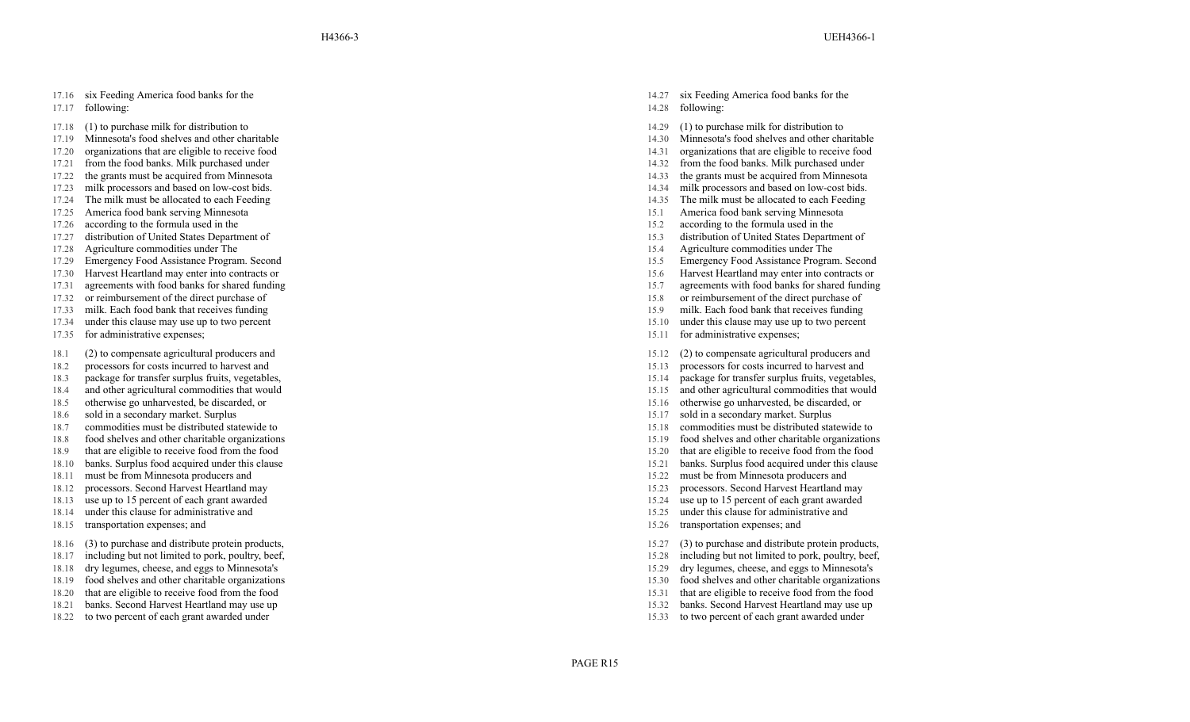| H4366-3 | UEH4366-1 |
| --- | --- |
| 17.16 six Feeding America food banks for the<br>17.17 following: | 14.27 six Feeding America food banks for the<br>14.28 following: |
| 17.18 (1) to purchase milk for distribution to<br>17.19 Minnesota's food shelves and other charitable<br>17.20 organizations that are eligible to receive food<br>17.21 from the food banks. Milk purchased under<br>17.22 the grants must be acquired from Minnesota<br>17.23 milk processors and based on low-cost bids.<br>17.24 The milk must be allocated to each Feeding<br>17.25 America food bank serving Minnesota<br>17.26 according to the formula used in the<br>17.27 distribution of United States Department of<br>17.28 Agriculture commodities under The<br>17.29 Emergency Food Assistance Program. Second<br>17.30 Harvest Heartland may enter into contracts or<br>17.31 agreements with food banks for shared funding<br>17.32 or reimbursement of the direct purchase of<br>17.33 milk. Each food bank that receives funding<br>17.34 under this clause may use up to two percent<br>17.35 for administrative expenses; | 14.29 (1) to purchase milk for distribution to<br>14.30 Minnesota's food shelves and other charitable<br>14.31 organizations that are eligible to receive food<br>14.32 from the food banks. Milk purchased under<br>14.33 the grants must be acquired from Minnesota<br>14.34 milk processors and based on low-cost bids.<br>14.35 The milk must be allocated to each Feeding<br>15.1 America food bank serving Minnesota<br>15.2 according to the formula used in the<br>15.3 distribution of United States Department of<br>15.4 Agriculture commodities under The<br>15.5 Emergency Food Assistance Program. Second<br>15.6 Harvest Heartland may enter into contracts or<br>15.7 agreements with food banks for shared funding<br>15.8 or reimbursement of the direct purchase of<br>15.9 milk. Each food bank that receives funding<br>15.10 under this clause may use up to two percent<br>15.11 for administrative expenses; |
| 18.1 (2) to compensate agricultural producers and<br>18.2 processors for costs incurred to harvest and<br>18.3 package for transfer surplus fruits, vegetables,<br>18.4 and other agricultural commodities that would<br>18.5 otherwise go unharvested, be discarded, or<br>18.6 sold in a secondary market. Surplus<br>18.7 commodities must be distributed statewide to<br>18.8 food shelves and other charitable organizations<br>18.9 that are eligible to receive food from the food<br>18.10 banks. Surplus food acquired under this clause<br>18.11 must be from Minnesota producers and<br>18.12 processors. Second Harvest Heartland may<br>18.13 use up to 15 percent of each grant awarded<br>18.14 under this clause for administrative and<br>18.15 transportation expenses; and | 15.12 (2) to compensate agricultural producers and<br>15.13 processors for costs incurred to harvest and<br>15.14 package for transfer surplus fruits, vegetables,<br>15.15 and other agricultural commodities that would<br>15.16 otherwise go unharvested, be discarded, or<br>15.17 sold in a secondary market. Surplus<br>15.18 commodities must be distributed statewide to<br>15.19 food shelves and other charitable organizations<br>15.20 that are eligible to receive food from the food<br>15.21 banks. Surplus food acquired under this clause<br>15.22 must be from Minnesota producers and<br>15.23 processors. Second Harvest Heartland may<br>15.24 use up to 15 percent of each grant awarded<br>15.25 under this clause for administrative and<br>15.26 transportation expenses; and |
| 18.16 (3) to purchase and distribute protein products,<br>18.17 including but not limited to pork, poultry, beef,<br>18.18 dry legumes, cheese, and eggs to Minnesota's<br>18.19 food shelves and other charitable organizations<br>18.20 that are eligible to receive food from the food<br>18.21 banks. Second Harvest Heartland may use up<br>18.22 to two percent of each grant awarded under | 15.27 (3) to purchase and distribute protein products,<br>15.28 including but not limited to pork, poultry, beef,<br>15.29 dry legumes, cheese, and eggs to Minnesota's<br>15.30 food shelves and other charitable organizations<br>15.31 that are eligible to receive food from the food<br>15.32 banks. Second Harvest Heartland may use up<br>15.33 to two percent of each grant awarded under |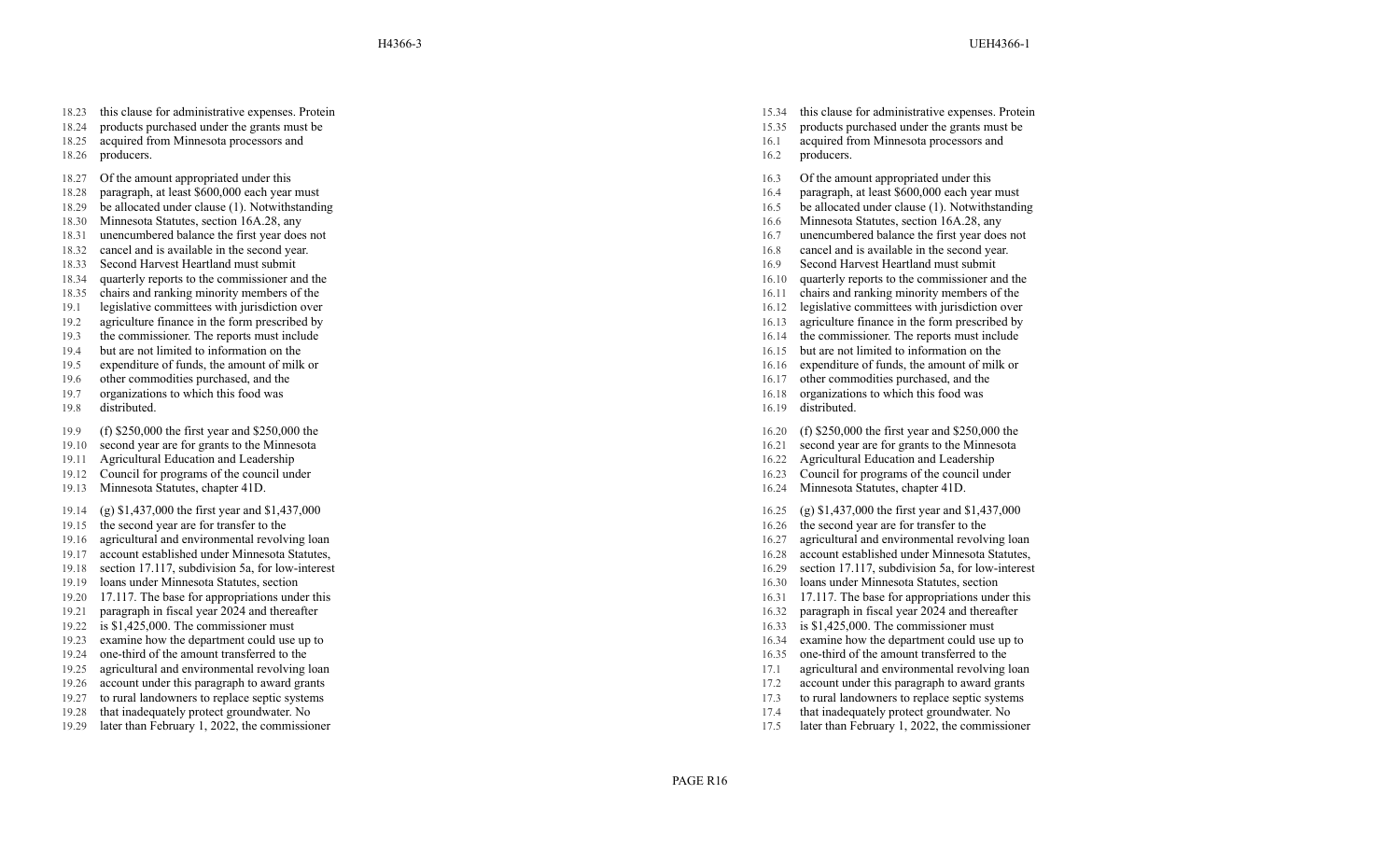| H4366-3 | | UEH4366-1 | |
|---|---|---|---|
| 18.23 | this clause for administrative expenses. Protein | 15.34 | this clause for administrative expenses. Protein |
| 18.24 | products purchased under the grants must be | 15.35 | products purchased under the grants must be |
| 18.25 | acquired from Minnesota processors and | 16.1 | acquired from Minnesota processors and |
| 18.26 | producers. | 16.2 | producers. |
| 18.27 | Of the amount appropriated under this | 16.3 | Of the amount appropriated under this |
| 18.28 | paragraph, at least $600,000 each year must | 16.4 | paragraph, at least $600,000 each year must |
| 18.29 | be allocated under clause (1). Notwithstanding | 16.5 | be allocated under clause (1). Notwithstanding |
| 18.30 | Minnesota Statutes, section 16A.28, any | 16.6 | Minnesota Statutes, section 16A.28, any |
| 18.31 | unencumbered balance the first year does not | 16.7 | unencumbered balance the first year does not |
| 18.32 | cancel and is available in the second year. | 16.8 | cancel and is available in the second year. |
| 18.33 | Second Harvest Heartland must submit | 16.9 | Second Harvest Heartland must submit |
| 18.34 | quarterly reports to the commissioner and the | 16.10 | quarterly reports to the commissioner and the |
| 18.35 | chairs and ranking minority members of the | 16.11 | chairs and ranking minority members of the |
| 19.1 | legislative committees with jurisdiction over | 16.12 | legislative committees with jurisdiction over |
| 19.2 | agriculture finance in the form prescribed by | 16.13 | agriculture finance in the form prescribed by |
| 19.3 | the commissioner. The reports must include | 16.14 | the commissioner. The reports must include |
| 19.4 | but are not limited to information on the | 16.15 | but are not limited to information on the |
| 19.5 | expenditure of funds, the amount of milk or | 16.16 | expenditure of funds, the amount of milk or |
| 19.6 | other commodities purchased, and the | 16.17 | other commodities purchased, and the |
| 19.7 | organizations to which this food was | 16.18 | organizations to which this food was |
| 19.8 | distributed. | 16.19 | distributed. |
| 19.9 | (f) $250,000 the first year and $250,000 the | 16.20 | (f) $250,000 the first year and $250,000 the |
| 19.10 | second year are for grants to the Minnesota | 16.21 | second year are for grants to the Minnesota |
| 19.11 | Agricultural Education and Leadership | 16.22 | Agricultural Education and Leadership |
| 19.12 | Council for programs of the council under | 16.23 | Council for programs of the council under |
| 19.13 | Minnesota Statutes, chapter 41D. | 16.24 | Minnesota Statutes, chapter 41D. |
| 19.14 | (g) $1,437,000 the first year and $1,437,000 | 16.25 | (g) $1,437,000 the first year and $1,437,000 |
| 19.15 | the second year are for transfer to the | 16.26 | the second year are for transfer to the |
| 19.16 | agricultural and environmental revolving loan | 16.27 | agricultural and environmental revolving loan |
| 19.17 | account established under Minnesota Statutes, | 16.28 | account established under Minnesota Statutes, |
| 19.18 | section 17.117, subdivision 5a, for low-interest | 16.29 | section 17.117, subdivision 5a, for low-interest |
| 19.19 | loans under Minnesota Statutes, section | 16.30 | loans under Minnesota Statutes, section |
| 19.20 | 17.117. The base for appropriations under this | 16.31 | 17.117. The base for appropriations under this |
| 19.21 | paragraph in fiscal year 2024 and thereafter | 16.32 | paragraph in fiscal year 2024 and thereafter |
| 19.22 | is $1,425,000. The commissioner must | 16.33 | is $1,425,000. The commissioner must |
| 19.23 | examine how the department could use up to | 16.34 | examine how the department could use up to |
| 19.24 | one-third of the amount transferred to the | 16.35 | one-third of the amount transferred to the |
| 19.25 | agricultural and environmental revolving loan | 17.1 | agricultural and environmental revolving loan |
| 19.26 | account under this paragraph to award grants | 17.2 | account under this paragraph to award grants |
| 19.27 | to rural landowners to replace septic systems | 17.3 | to rural landowners to replace septic systems |
| 19.28 | that inadequately protect groundwater. No | 17.4 | that inadequately protect groundwater. No |
| 19.29 | later than February 1, 2022, the commissioner | 17.5 | later than February 1, 2022, the commissioner |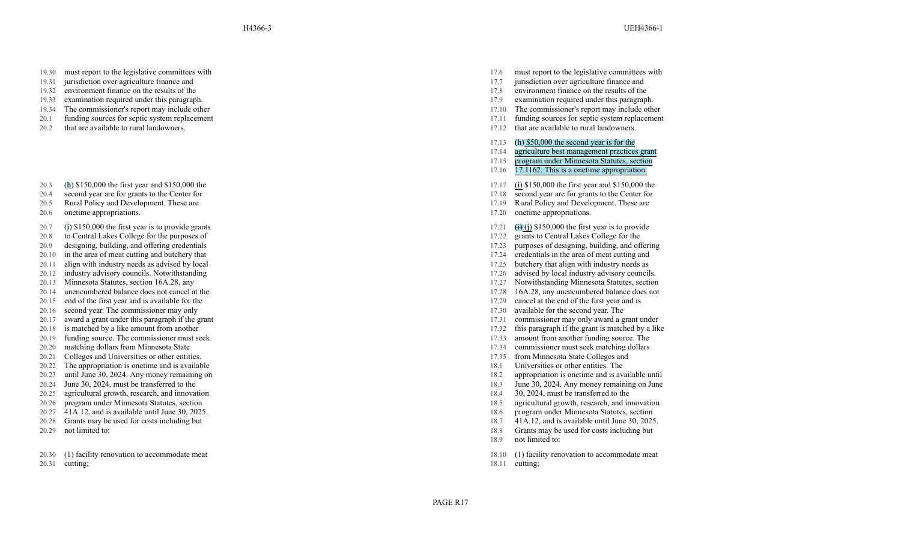| H4366-3 | UEH4366-1 |
| --- | --- |
| must report to the legislative committees with jurisdiction over agriculture finance and environment finance on the results of the examination required under this paragraph. The commissioner's report may include other funding sources for septic system replacement that are available to rural landowners. | must report to the legislative committees with jurisdiction over agriculture finance and environment finance on the results of the examination required under this paragraph. The commissioner's report may include other funding sources for septic system replacement that are available to rural landowners. |
| | (h) $50,000 the second year is for the agriculture best management practices grant program under Minnesota Statutes, section 17.1162. This is a onetime appropriation. |
| (h) $150,000 the first year and $150,000 the second year are for grants to the Center for Rural Policy and Development. These are onetime appropriations. | (i) $150,000 the first year and $150,000 the second year are for grants to the Center for Rural Policy and Development. These are onetime appropriations. |
| (i) $150,000 the first year is to provide grants to Central Lakes College for the purposes of designing, building, and offering credentials in the area of meat cutting and butchery that align with industry needs as advised by local industry advisory councils. Notwithstanding Minnesota Statutes, section 16A.28, any unencumbered balance does not cancel at the end of the first year and is available for the second year. The commissioner may only award a grant under this paragraph if the grant is matched by a like amount from another funding source. The commissioner must seek matching dollars from Minnesota State Colleges and Universities or other entities. The appropriation is onetime and is available until June 30, 2024. Any money remaining on June 30, 2024, must be transferred to the agricultural growth, research, and innovation program under Minnesota Statutes, section 41A.12, and is available until June 30, 2025. Grants may be used for costs including but not limited to: | ~~(i)~~ (j) $150,000 the first year is to provide grants to Central Lakes College for the purposes of designing, building, and offering credentials in the area of meat cutting and butchery that align with industry needs as advised by local industry advisory councils. Notwithstanding Minnesota Statutes, section 16A.28, any unencumbered balance does not cancel at the end of the first year and is available for the second year. The commissioner may only award a grant under this paragraph if the grant is matched by a like amount from another funding source. The commissioner must seek matching dollars from Minnesota State Colleges and Universities or other entities. The appropriation is onetime and is available until June 30, 2024. Any money remaining on June 30, 2024, must be transferred to the agricultural growth, research, and innovation program under Minnesota Statutes, section 41A.12, and is available until June 30, 2025. Grants may be used for costs including but not limited to: |
| (1) facility renovation to accommodate meat cutting; | (1) facility renovation to accommodate meat cutting; |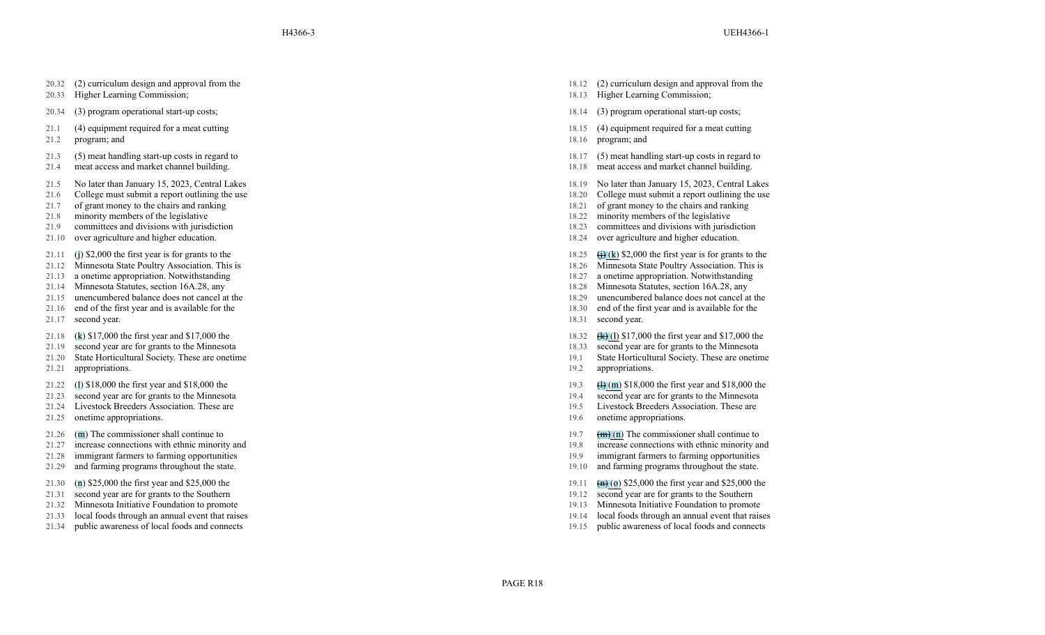| H4366-3 | UEH4366-1 |
| --- | --- |
| 20.32 (2) curriculum design and approval from the 20.33 Higher Learning Commission; | 18.12 (2) curriculum design and approval from the 18.13 Higher Learning Commission; |
| 20.34 (3) program operational start-up costs; | 18.14 (3) program operational start-up costs; |
| 21.1 (4) equipment required for a meat cutting 21.2 program; and | 18.15 (4) equipment required for a meat cutting 18.16 program; and |
| 21.3 (5) meat handling start-up costs in regard to 21.4 meat access and market channel building. | 18.17 (5) meat handling start-up costs in regard to 18.18 meat access and market channel building. |
| 21.5 No later than January 15, 2023, Central Lakes 21.6 College must submit a report outlining the use 21.7 of grant money to the chairs and ranking 21.8 minority members of the legislative 21.9 committees and divisions with jurisdiction 21.10 over agriculture and higher education. | 18.19 No later than January 15, 2023, Central Lakes 18.20 College must submit a report outlining the use 18.21 of grant money to the chairs and ranking 18.22 minority members of the legislative 18.23 committees and divisions with jurisdiction 18.24 over agriculture and higher education. |
| 21.11 (j) $2,000 the first year is for grants to the 21.12 Minnesota State Poultry Association. This is 21.13 a onetime appropriation. Notwithstanding 21.14 Minnesota Statutes, section 16A.28, any 21.15 unencumbered balance does not cancel at the 21.16 end of the first year and is available for the 21.17 second year. | 18.25 ~~(j)~~ (k) $2,000 the first year is for grants to the 18.26 Minnesota State Poultry Association. This is 18.27 a onetime appropriation. Notwithstanding 18.28 Minnesota Statutes, section 16A.28, any 18.29 unencumbered balance does not cancel at the 18.30 end of the first year and is available for the 18.31 second year. |
| 21.18 (k) $17,000 the first year and $17,000 the 21.19 second year are for grants to the Minnesota 21.20 State Horticultural Society. These are onetime 21.21 appropriations. | 18.32 ~~(k)~~ (l) $17,000 the first year and $17,000 the 18.33 second year are for grants to the Minnesota 19.1 State Horticultural Society. These are onetime 19.2 appropriations. |
| 21.22 (l) $18,000 the first year and $18,000 the 21.23 second year are for grants to the Minnesota 21.24 Livestock Breeders Association. These are 21.25 onetime appropriations. | 19.3 ~~(l)~~ (m) $18,000 the first year and $18,000 the 19.4 second year are for grants to the Minnesota 19.5 Livestock Breeders Association. These are 19.6 onetime appropriations. |
| 21.26 (m) The commissioner shall continue to 21.27 increase connections with ethnic minority and 21.28 immigrant farmers to farming opportunities 21.29 and farming programs throughout the state. | 19.7 ~~(m)~~ (n) The commissioner shall continue to 19.8 increase connections with ethnic minority and 19.9 immigrant farmers to farming opportunities 19.10 and farming programs throughout the state. |
| 21.30 (n) $25,000 the first year and $25,000 the 21.31 second year are for grants to the Southern 21.32 Minnesota Initiative Foundation to promote 21.33 local foods through an annual event that raises 21.34 public awareness of local foods and connects | 19.11 ~~(n)~~ (o) $25,000 the first year and $25,000 the 19.12 second year are for grants to the Southern 19.13 Minnesota Initiative Foundation to promote 19.14 local foods through an annual event that raises 19.15 public awareness of local foods and connects |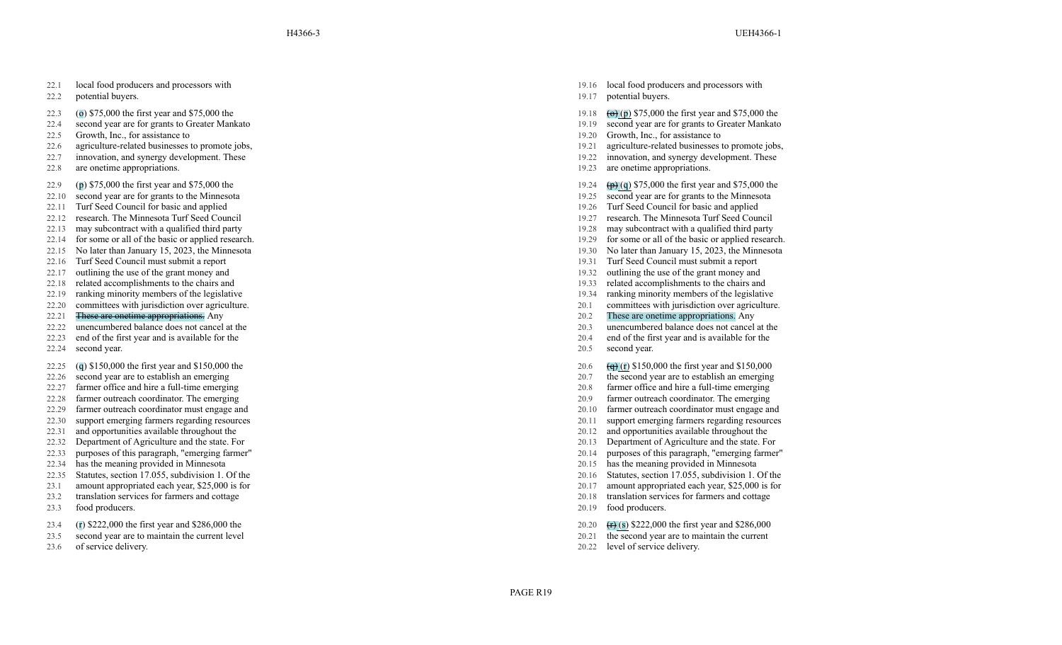| H4366-3 | UEH4366-1 |
| --- | --- |
| 22.1 local food producers and processors with 22.2 potential buyers. | 19.16 local food producers and processors with 19.17 potential buyers. |
| 22.3 (o) $75,000 the first year and $75,000 the 22.4 second year are for grants to Greater Mankato 22.5 Growth, Inc., for assistance to 22.6 agriculture-related businesses to promote jobs, 22.7 innovation, and synergy development. These 22.8 are onetime appropriations. | 19.18 ~~(o)~~ (p) $75,000 the first year and $75,000 the 19.19 second year are for grants to Greater Mankato 19.20 Growth, Inc., for assistance to 19.21 agriculture-related businesses to promote jobs, 19.22 innovation, and synergy development. These 19.23 are onetime appropriations. |
| 22.9 (p) $75,000 the first year and $75,000 the 22.10 second year are for grants to the Minnesota 22.11 Turf Seed Council for basic and applied 22.12 research. The Minnesota Turf Seed Council 22.13 may subcontract with a qualified third party 22.14 for some or all of the basic or applied research. 22.15 No later than January 15, 2023, the Minnesota 22.16 Turf Seed Council must submit a report 22.17 outlining the use of the grant money and 22.18 related accomplishments to the chairs and 22.19 ranking minority members of the legislative 22.20 committees with jurisdiction over agriculture. 22.21 ~~These are onetime appropriations.~~ Any 22.22 unencumbered balance does not cancel at the 22.23 end of the first year and is available for the 22.24 second year. | 19.24 ~~(p)~~ (q) $75,000 the first year and $75,000 the 19.25 second year are for grants to the Minnesota 19.26 Turf Seed Council for basic and applied 19.27 research. The Minnesota Turf Seed Council 19.28 may subcontract with a qualified third party 19.29 for some or all of the basic or applied research. 19.30 No later than January 15, 2023, the Minnesota 19.31 Turf Seed Council must submit a report 19.32 outlining the use of the grant money and 19.33 related accomplishments to the chairs and 19.34 ranking minority members of the legislative 20.1 committees with jurisdiction over agriculture. 20.2 These are onetime appropriations. Any 20.3 unencumbered balance does not cancel at the 20.4 end of the first year and is available for the 20.5 second year. |
| 22.25 (q) $150,000 the first year and $150,000 the 22.26 second year are to establish an emerging 22.27 farmer office and hire a full-time emerging 22.28 farmer outreach coordinator. The emerging 22.29 farmer outreach coordinator must engage and 22.30 support emerging farmers regarding resources 22.31 and opportunities available throughout the 22.32 Department of Agriculture and the state. For 22.33 purposes of this paragraph, "emerging farmer" 22.34 has the meaning provided in Minnesota 22.35 Statutes, section 17.055, subdivision 1. Of the 23.1 amount appropriated each year, $25,000 is for 23.2 translation services for farmers and cottage 23.3 food producers. | 20.6 ~~(q)~~ (r) $150,000 the first year and $150,000 20.7 the second year are to establish an emerging 20.8 farmer office and hire a full-time emerging 20.9 farmer outreach coordinator. The emerging 20.10 farmer outreach coordinator must engage and 20.11 support emerging farmers regarding resources 20.12 and opportunities available throughout the 20.13 Department of Agriculture and the state. For 20.14 purposes of this paragraph, "emerging farmer" 20.15 has the meaning provided in Minnesota 20.16 Statutes, section 17.055, subdivision 1. Of the 20.17 amount appropriated each year, $25,000 is for 20.18 translation services for farmers and cottage 20.19 food producers. |
| 23.4 (r) $222,000 the first year and $286,000 the 23.5 second year are to maintain the current level 23.6 of service delivery. | 20.20 ~~(r)~~ (s) $222,000 the first year and $286,000 20.21 the second year are to maintain the current 20.22 level of service delivery. |

PAGE R19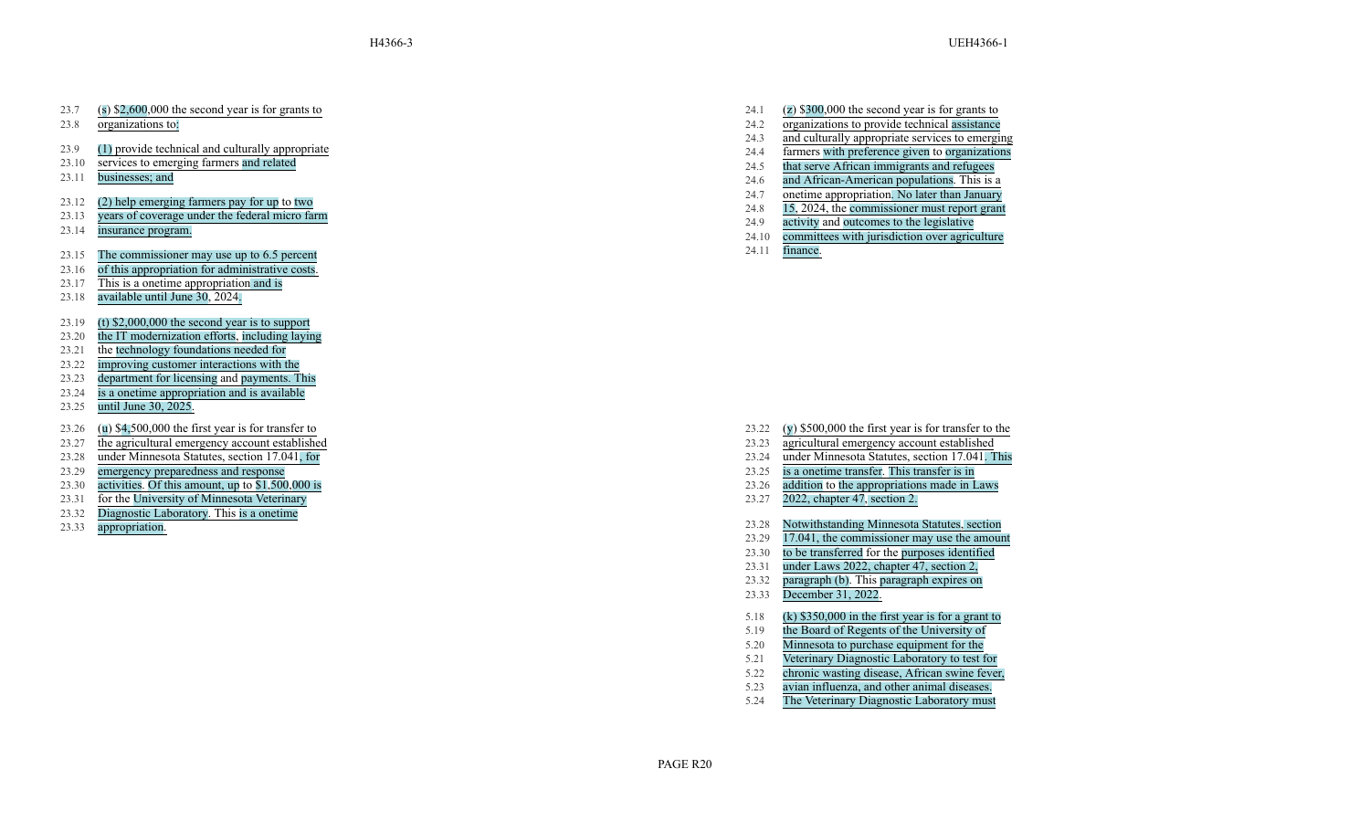| H4366-3 | UEH4366-1 |
|---|---|
| 23.7 (s) $2,600,000 the second year is for grants to organizations to:<br><br>23.9 (1) provide technical and culturally appropriate services to emerging farmers and related businesses; and<br><br>23.12 (2) help emerging farmers pay for up to two years of coverage under the federal micro farm insurance program.<br><br>23.15 The commissioner may use up to 6.5 percent of this appropriation for administrative costs. This is a onetime appropriation and is available until June 30, 2024. | 24.1 (z) $300,000 the second year is for grants to organizations to provide technical assistance and culturally appropriate services to emerging farmers with preference given to organizations that serve African immigrants and refugees and African-American populations. This is a onetime appropriation. No later than January 15, 2024, the commissioner must report grant activity and outcomes to the legislative committees with jurisdiction over agriculture finance. |
| 23.19 (t) $2,000,000 the second year is to support the IT modernization efforts, including laying the technology foundations needed for improving customer interactions with the department for licensing and payments. This is a onetime appropriation and is available until June 30, 2025. | |
| 23.26 (u) $4,500,000 the first year is for transfer to the agricultural emergency account established under Minnesota Statutes, section 17.041, for emergency preparedness and response activities. Of this amount, up to $1,500,000 is for the University of Minnesota Veterinary Diagnostic Laboratory. This is a onetime appropriation. | 23.22 (y) $500,000 the first year is for transfer to the agricultural emergency account established under Minnesota Statutes, section 17.041. This is a onetime transfer. This transfer is in addition to the appropriations made in Laws 2022, chapter 47, section 2.<br><br>23.28 Notwithstanding Minnesota Statutes, section 17.041, the commissioner may use the amount to be transferred for the purposes identified under Laws 2022, chapter 47, section 2, paragraph (b). This paragraph expires on December 31, 2022.<br><br>5.18 (k) $350,000 in the first year is for a grant to the Board of Regents of the University of Minnesota to purchase equipment for the Veterinary Diagnostic Laboratory to test for chronic wasting disease, African swine fever, avian influenza, and other animal diseases. The Veterinary Diagnostic Laboratory must |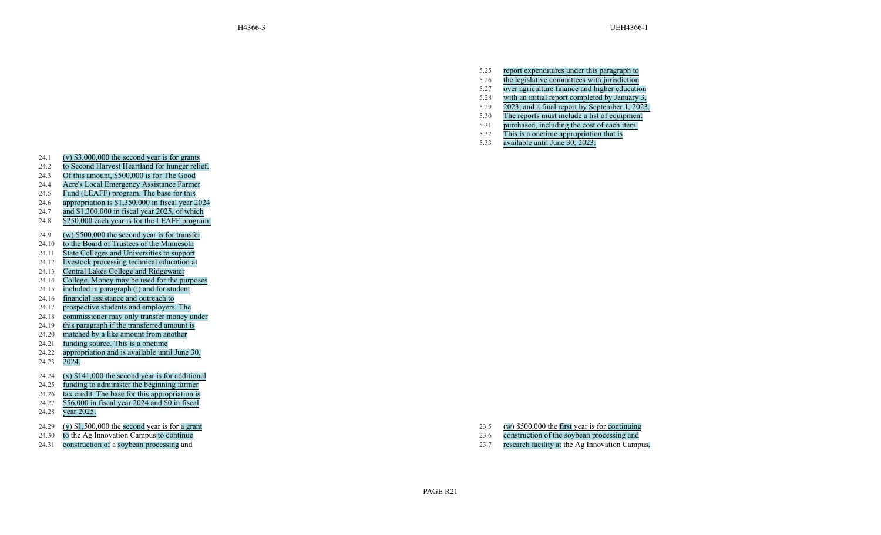| H4366-3 | UEH4366-1 |
| --- | --- |
| | 5.25 report expenditures under this paragraph to 5.26 the legislative committees with jurisdiction 5.27 over agriculture finance and higher education 5.28 with an initial report completed by January 3, 5.29 2023, and a final report by September 1, 2023. 5.30 The reports must include a list of equipment 5.31 purchased, including the cost of each item. 5.32 This is a onetime appropriation that is 5.33 available until June 30, 2023. |
| 24.1 (v) $3,000,000 the second year is for grants 24.2 to Second Harvest Heartland for hunger relief. 24.3 Of this amount, $500,000 is for The Good 24.4 Acre's Local Emergency Assistance Farmer 24.5 Fund (LEAFF) program. The base for this 24.6 appropriation is $1,350,000 in fiscal year 2024 24.7 and $1,300,000 in fiscal year 2025, of which 24.8 $250,000 each year is for the LEAFF program. | |
| 24.9 (w) $500,000 the second year is for transfer 24.10 to the Board of Trustees of the Minnesota 24.11 State Colleges and Universities to support 24.12 livestock processing technical education at 24.13 Central Lakes College and Ridgewater 24.14 College. Money may be used for the purposes 24.15 included in paragraph (i) and for student 24.16 financial assistance and outreach to 24.17 prospective students and employers. The 24.18 commissioner may only transfer money under 24.19 this paragraph if the transferred amount is 24.20 matched by a like amount from another 24.21 funding source. This is a onetime 24.22 appropriation and is available until June 30, 24.23 2024. | |
| 24.24 (x) $141,000 the second year is for additional 24.25 funding to administer the beginning farmer 24.26 tax credit. The base for this appropriation is 24.27 $56,000 in fiscal year 2024 and $0 in fiscal 24.28 year 2025. | |
| 24.29 (y) $1,500,000 the second year is for a grant 24.30 to the Ag Innovation Campus to continue 24.31 construction of a soybean processing and | 23.5 (w) $500,000 the first year is for continuing 23.6 construction of the soybean processing and 23.7 research facility at the Ag Innovation Campus. |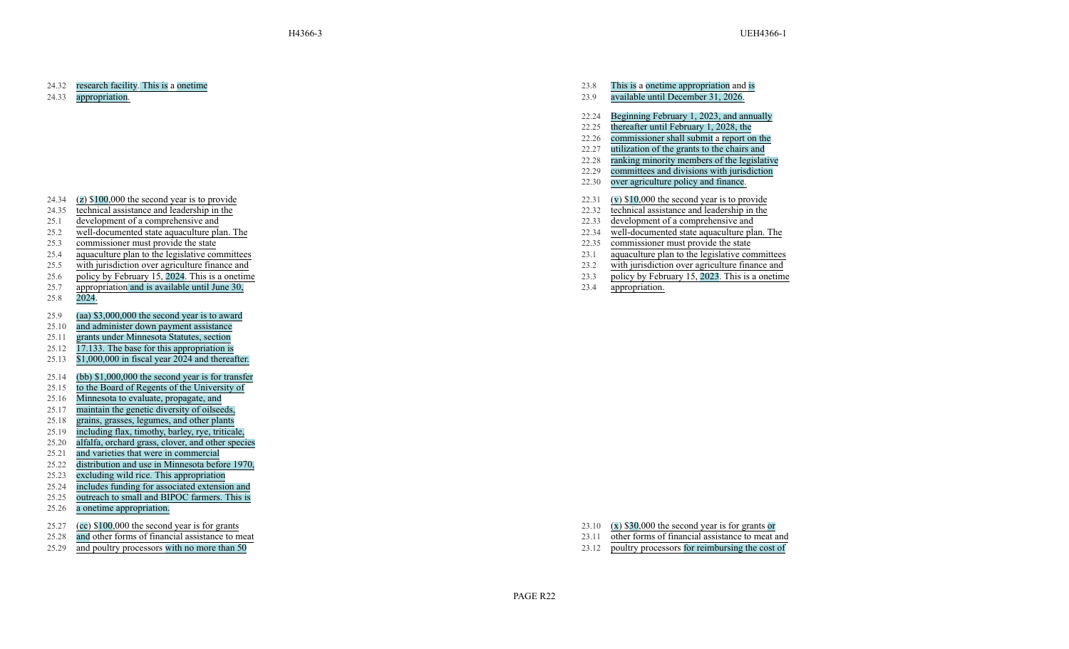| H4366-3 | UEH4366-1 |
|---|---|
| 24.32 research facility. This is a onetime 24.33 appropriation. | 23.8 This is a onetime appropriation and is 23.9 available until December 31, 2026. |
| | 22.24 Beginning February 1, 2023, and annually 22.25 thereafter until February 1, 2028, the 22.26 commissioner shall submit a report on the 22.27 utilization of the grants to the chairs and 22.28 ranking minority members of the legislative 22.29 committees and divisions with jurisdiction 22.30 over agriculture policy and finance. |
| 24.34 (z) $100,000 the second year is to provide 24.35 technical assistance and leadership in the 25.1 development of a comprehensive and 25.2 well-documented state aquaculture plan. The 25.3 commissioner must provide the state 25.4 aquaculture plan to the legislative committees 25.5 with jurisdiction over agriculture finance and 25.6 policy by February 15, 2024. This is a onetime 25.7 appropriation and is available until June 30, 25.8 2024. | 22.31 (v) $10,000 the second year is to provide 22.32 technical assistance and leadership in the 22.33 development of a comprehensive and 22.34 well-documented state aquaculture plan. The 22.35 commissioner must provide the state 23.1 aquaculture plan to the legislative committees 23.2 with jurisdiction over agriculture finance and 23.3 policy by February 15, 2023. This is a onetime 23.4 appropriation. |
| 25.9 (aa) $3,000,000 the second year is to award 25.10 and administer down payment assistance 25.11 grants under Minnesota Statutes, section 25.12 17.133. The base for this appropriation is 25.13 $1,000,000 in fiscal year 2024 and thereafter. | |
| 25.14 (bb) $1,000,000 the second year is for transfer 25.15 to the Board of Regents of the University of 25.16 Minnesota to evaluate, propagate, and 25.17 maintain the genetic diversity of oilseeds, 25.18 grains, grasses, legumes, and other plants 25.19 including flax, timothy, barley, rye, triticale, 25.20 alfalfa, orchard grass, clover, and other species 25.21 and varieties that were in commercial 25.22 distribution and use in Minnesota before 1970, 25.23 excluding wild rice. This appropriation 25.24 includes funding for associated extension and 25.25 outreach to small and BIPOC farmers. This is 25.26 a onetime appropriation. | |
| 25.27 (cc) $100,000 the second year is for grants 25.28 and other forms of financial assistance to meat 25.29 and poultry processors with no more than 50 | 23.10 (x) $30,000 the second year is for grants or 23.11 other forms of financial assistance to meat and 23.12 poultry processors for reimbursing the cost of |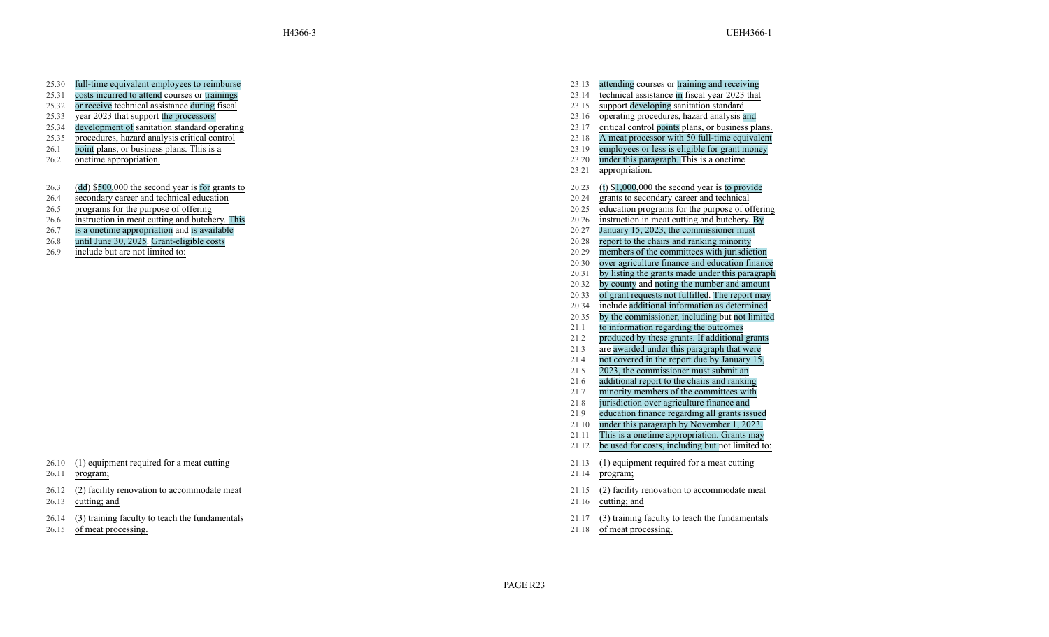| H4366-3 | UEH4366-1 |
| --- | --- |
| 25.30 full-time equivalent employees to reimburse<br>25.31 costs incurred to attend courses or trainings<br>25.32 or receive technical assistance during fiscal<br>25.33 year 2023 that support the processors'<br>25.34 development of sanitation standard operating<br>25.35 procedures, hazard analysis critical control<br>26.1 point plans, or business plans. This is a<br>26.2 onetime appropriation. | 23.13 attending courses or training and receiving<br>23.14 technical assistance in fiscal year 2023 that<br>23.15 support developing sanitation standard<br>23.16 operating procedures, hazard analysis and<br>23.17 critical control points plans, or business plans.<br>23.18 A meat processor with 50 full-time equivalent<br>23.19 employees or less is eligible for grant money<br>23.20 under this paragraph. This is a onetime<br>23.21 appropriation. |
| 26.3 (dd) $500,000 the second year is for grants to<br>26.4 secondary career and technical education<br>26.5 programs for the purpose of offering<br>26.6 instruction in meat cutting and butchery. This<br>26.7 is a onetime appropriation and is available<br>26.8 until June 30, 2025. Grant-eligible costs<br>26.9 include but are not limited to: | 20.23 (t) $1,000,000 the second year is to provide<br>20.24 grants to secondary career and technical<br>20.25 education programs for the purpose of offering<br>20.26 instruction in meat cutting and butchery. By<br>20.27 January 15, 2023, the commissioner must<br>20.28 report to the chairs and ranking minority<br>20.29 members of the committees with jurisdiction<br>20.30 over agriculture finance and education finance<br>20.31 by listing the grants made under this paragraph<br>20.32 by county and noting the number and amount<br>20.33 of grant requests not fulfilled. The report may<br>20.34 include additional information as determined<br>20.35 by the commissioner, including but not limited<br>21.1 to information regarding the outcomes<br>21.2 produced by these grants. If additional grants<br>21.3 are awarded under this paragraph that were<br>21.4 not covered in the report due by January 15,<br>21.5 2023, the commissioner must submit an<br>21.6 additional report to the chairs and ranking<br>21.7 minority members of the committees with<br>21.8 jurisdiction over agriculture finance and<br>21.9 education finance regarding all grants issued<br>21.10 under this paragraph by November 1, 2023.<br>21.11 This is a onetime appropriation. Grants may<br>21.12 be used for costs, including but not limited to: |
| 26.10 (1) equipment required for a meat cutting<br>26.11 program; | 21.13 (1) equipment required for a meat cutting<br>21.14 program; |
| 26.12 (2) facility renovation to accommodate meat<br>26.13 cutting; and | 21.15 (2) facility renovation to accommodate meat<br>21.16 cutting; and |
| 26.14 (3) training faculty to teach the fundamentals<br>26.15 of meat processing. | 21.17 (3) training faculty to teach the fundamentals<br>21.18 of meat processing. |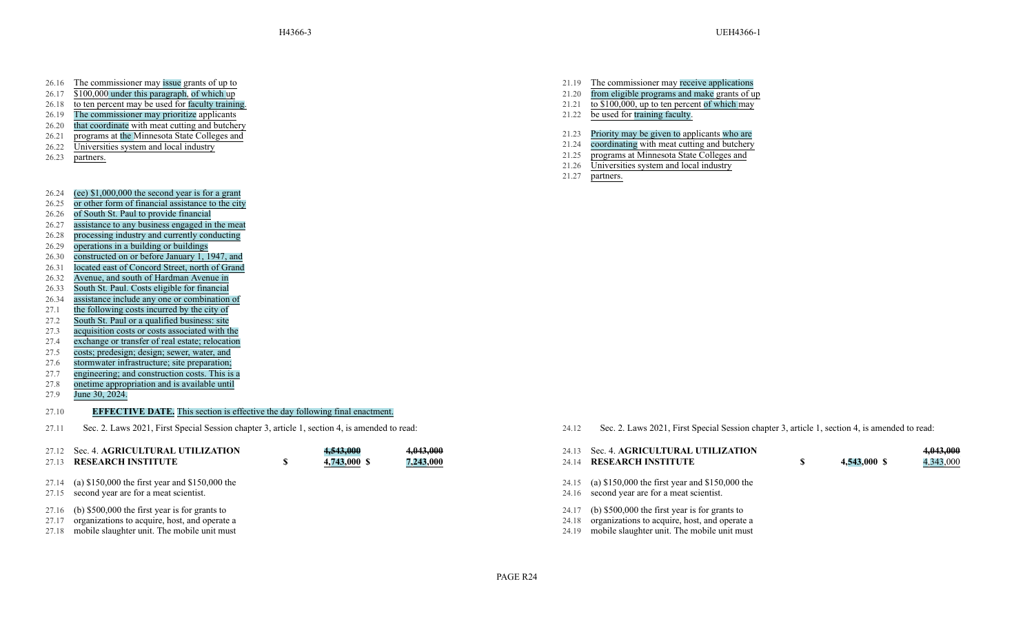**H4366-3**

26.16 The commissioner may issue grants of up to
26.17 $100,000 under this paragraph, of which up
26.18 to ten percent may be used for faculty training.
26.19 The commissioner may prioritize applicants
26.20 that coordinate with meat cutting and butchery
26.21 programs at the Minnesota State Colleges and
26.22 Universities system and local industry
26.23 partners.

26.24 (ee) $1,000,000 the second year is for a grant
26.25 or other form of financial assistance to the city
26.26 of South St. Paul to provide financial
26.27 assistance to any business engaged in the meat
26.28 processing industry and currently conducting
26.29 operations in a building or buildings
26.30 constructed on or before January 1, 1947, and
26.31 located east of Concord Street, north of Grand
26.32 Avenue, and south of Hardman Avenue in
26.33 South St. Paul. Costs eligible for financial
26.34 assistance include any one or combination of
27.1 the following costs incurred by the city of
27.2 South St. Paul or a qualified business: site
27.3 acquisition costs or costs associated with the
27.4 exchange or transfer of real estate; relocation
27.5 costs; predesign; design; sewer, water, and
27.6 stormwater infrastructure; site preparation;
27.7 engineering; and construction costs. This is a
27.8 onetime appropriation and is available until
27.9 June 30, 2024.

27.10 **EFFECTIVE DATE.** This section is effective the day following final enactment.

27.11 Sec. 2. Laws 2021, First Special Session chapter 3, article 1, section 4, is amended to read:

27.12 Sec. 4. **AGRICULTURAL UTILIZATION**
27.13 **RESEARCH INSTITUTE** $ ~~4,543,000~~ 4,743,000 $ ~~4,043,000~~ 7,243,000

27.14 (a) $150,000 the first year and $150,000 the
27.15 second year are for a meat scientist.

27.16 (b) $500,000 the first year is for grants to
27.17 organizations to acquire, host, and operate a
27.18 mobile slaughter unit. The mobile unit must

**UEH4366-1**

21.19 The commissioner may receive applications
21.20 from eligible programs and make grants of up
21.21 to $100,000, up to ten percent of which may
21.22 be used for training faculty.

21.23 Priority may be given to applicants who are
21.24 coordinating with meat cutting and butchery
21.25 programs at Minnesota State Colleges and
21.26 Universities system and local industry
21.27 partners.

24.12 Sec. 2. Laws 2021, First Special Session chapter 3, article 1, section 4, is amended to read:

24.13 Sec. 4. **AGRICULTURAL UTILIZATION**
24.14 **RESEARCH INSTITUTE** $ 4,543,000 $ ~~4,043,000~~ 4,343,000

24.15 (a) $150,000 the first year and $150,000 the
24.16 second year are for a meat scientist.

24.17 (b) $500,000 the first year is for grants to
24.18 organizations to acquire, host, and operate a
24.19 mobile slaughter unit. The mobile unit must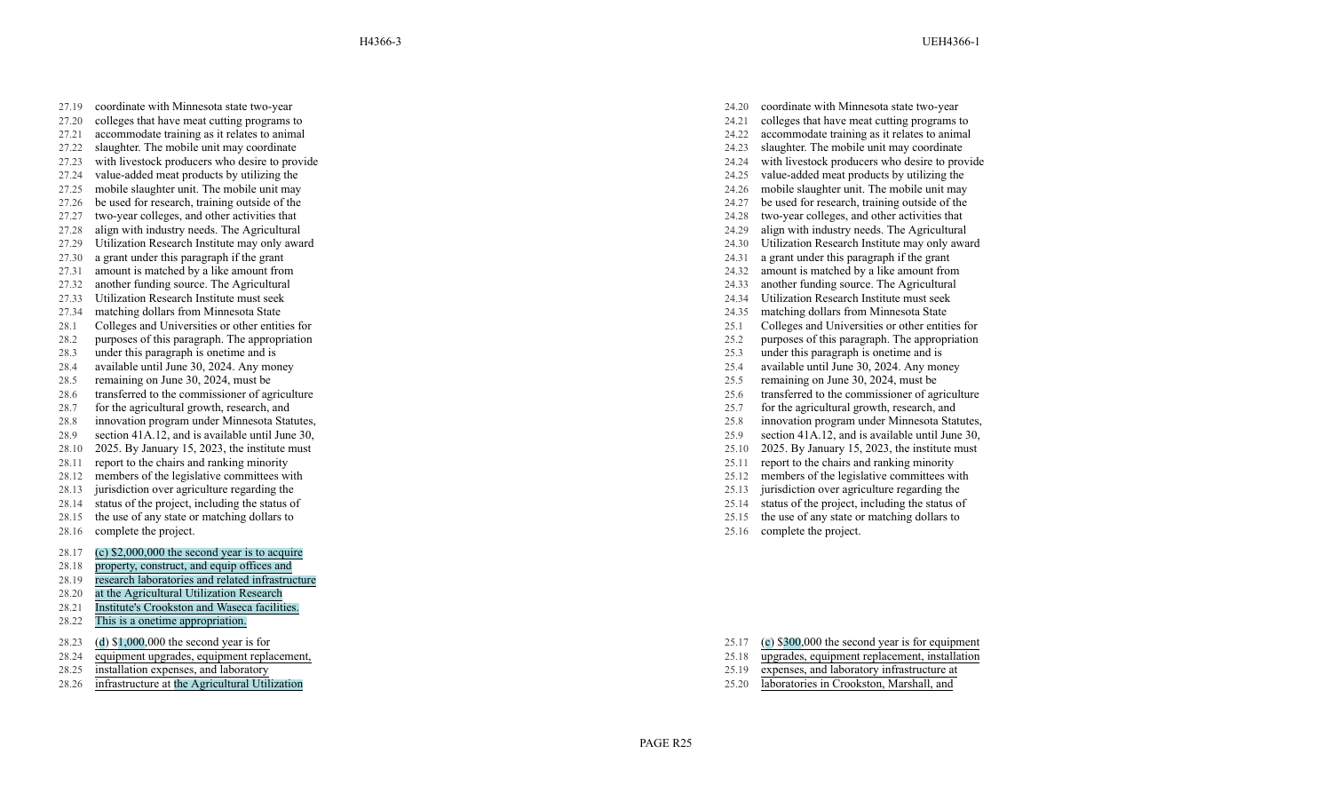| H4366-3 | UEH4366-1 |
| --- | --- |
| 27.19 coordinate with Minnesota state two-year colleges that have meat cutting programs to accommodate training as it relates to animal slaughter. The mobile unit may coordinate with livestock producers who desire to provide value-added meat products by utilizing the mobile slaughter unit. The mobile unit may be used for research, training outside of the two-year colleges, and other activities that align with industry needs. The Agricultural Utilization Research Institute may only award a grant under this paragraph if the grant amount is matched by a like amount from another funding source. The Agricultural Utilization Research Institute must seek matching dollars from Minnesota State Colleges and Universities or other entities for purposes of this paragraph. The appropriation under this paragraph is onetime and is available until June 30, 2024. Any money remaining on June 30, 2024, must be transferred to the commissioner of agriculture for the agricultural growth, research, and innovation program under Minnesota Statutes, section 41A.12, and is available until June 30, 2025. By January 15, 2023, the institute must report to the chairs and ranking minority members of the legislative committees with jurisdiction over agriculture regarding the status of the project, including the status of the use of any state or matching dollars to complete the project. | 24.20 coordinate with Minnesota state two-year colleges that have meat cutting programs to accommodate training as it relates to animal slaughter. The mobile unit may coordinate with livestock producers who desire to provide value-added meat products by utilizing the mobile slaughter unit. The mobile unit may be used for research, training outside of the two-year colleges, and other activities that align with industry needs. The Agricultural Utilization Research Institute may only award a grant under this paragraph if the grant amount is matched by a like amount from another funding source. The Agricultural Utilization Research Institute must seek matching dollars from Minnesota State Colleges and Universities or other entities for purposes of this paragraph. The appropriation under this paragraph is onetime and is available until June 30, 2024. Any money remaining on June 30, 2024, must be transferred to the commissioner of agriculture for the agricultural growth, research, and innovation program under Minnesota Statutes, section 41A.12, and is available until June 30, 2025. By January 15, 2023, the institute must report to the chairs and ranking minority members of the legislative committees with jurisdiction over agriculture regarding the status of the project, including the status of the use of any state or matching dollars to complete the project. |
| 28.17 (c) $2,000,000 the second year is to acquire property, construct, and equip offices and research laboratories and related infrastructure at the Agricultural Utilization Research Institute's Crookston and Waseca facilities. This is a onetime appropriation. | |
| 28.23 (d) $1,000,000 the second year is for equipment upgrades, equipment replacement, installation expenses, and laboratory infrastructure at the Agricultural Utilization | 25.17 (c) $300,000 the second year is for equipment upgrades, equipment replacement, installation expenses, and laboratory infrastructure at laboratories in Crookston, Marshall, and |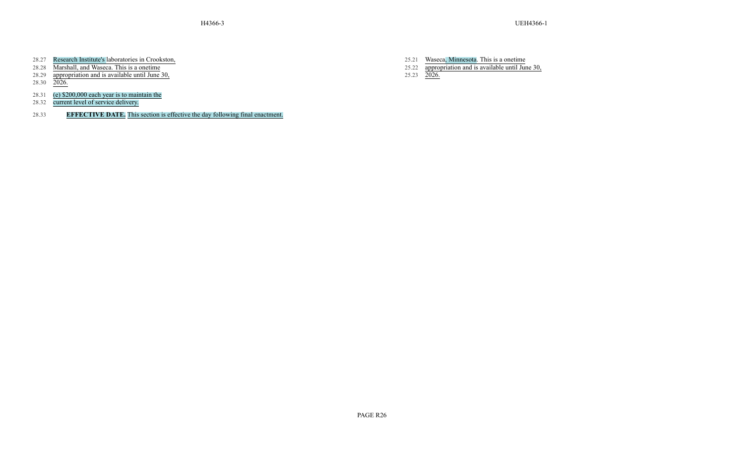28.27 Research Institute's laboratories in Crookston,
28.28 Marshall, and Waseca. This is a onetime
28.29 appropriation and is available until June 30,
28.30 2026.

28.31 (e) $200,000 each year is to maintain the
28.32 current level of service delivery.

28.33 **EFFECTIVE DATE.** This section is effective the day following final enactment.

25.21 Waseca, Minnesota. This is a onetime
25.22 appropriation and is available until June 30,
25.23 2026.